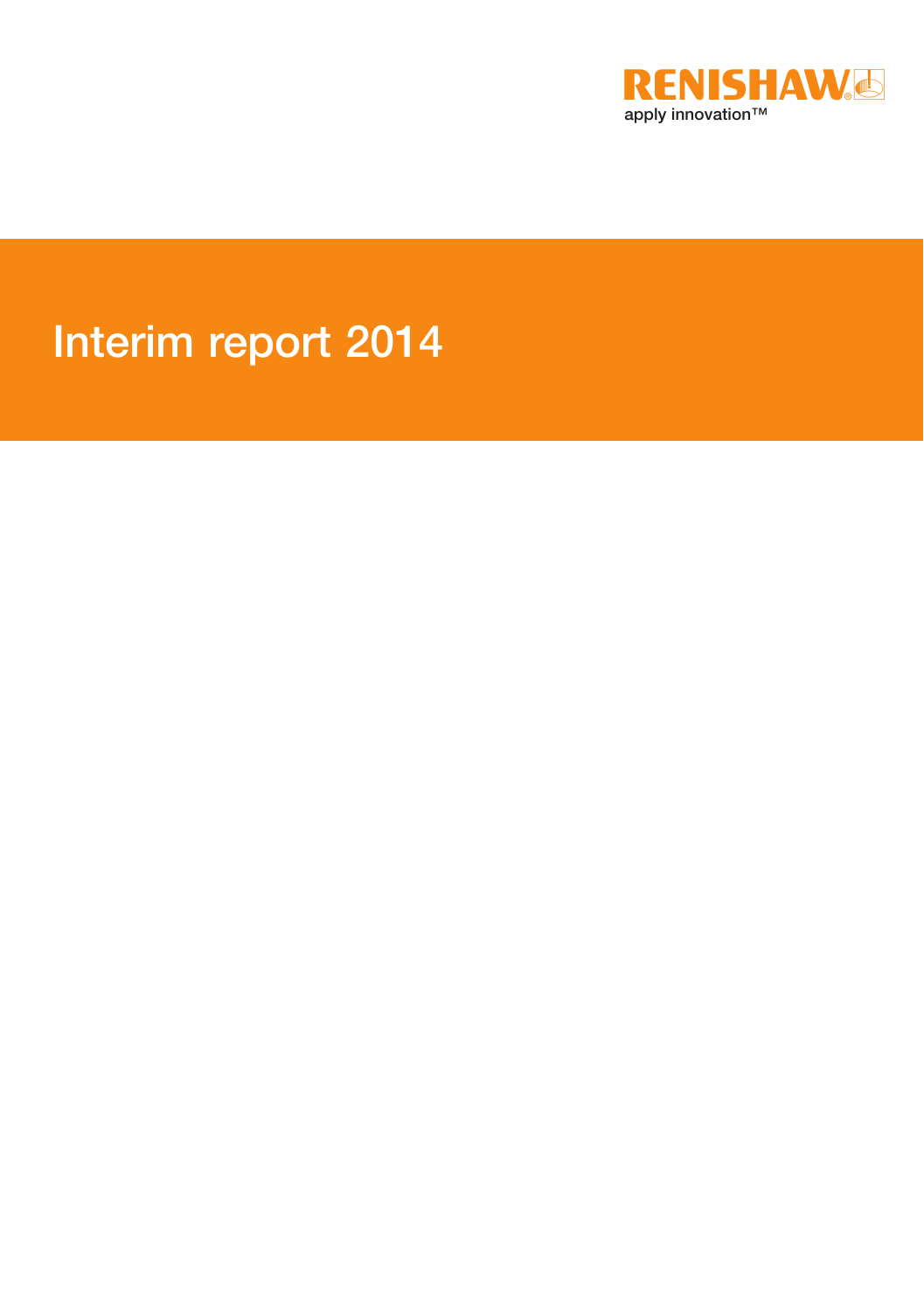RENISHAW

apply innovation™

# Interim report 2014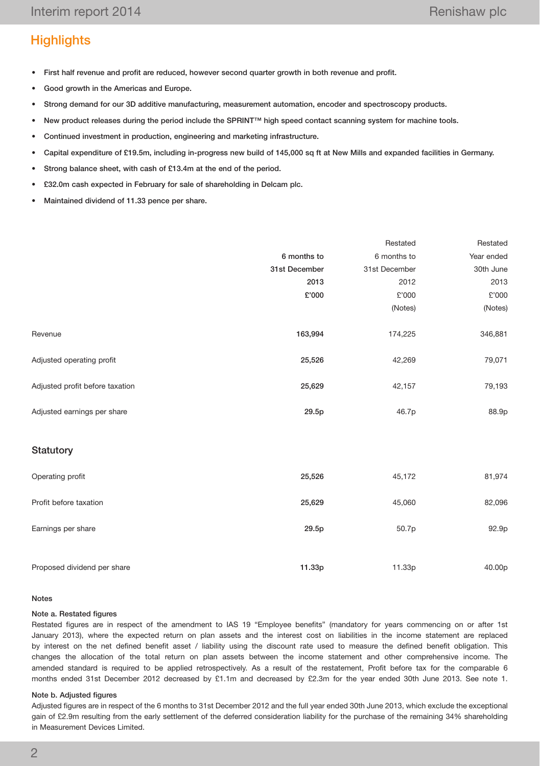## Highlights

- First half revenue and profit are reduced, however second quarter growth in both revenue and profit.
- Good growth in the Americas and Europe.
- Strong demand for our 3D additive manufacturing, measurement automation, encoder and spectroscopy products.
- New product releases during the period include the SPRINT™ high speed contact scanning system for machine tools.
- Continued investment in production, engineering and marketing infrastructure.
- Capital expenditure of £19.5m, including in-progress new build of 145,000 sq ft at New Mills and expanded facilities in Germany.
- Strong balance sheet, with cash of £13.4m at the end of the period.
- £32.0m cash expected in February for sale of shareholding in Delcam plc.
- Maintained dividend of 11.33 pence per share.

| | 6 months to 31st December 2013 £'000 | Restated 6 months to 31st December 2012 £'000 (Notes) | Restated Year ended 30th June 2013 £'000 (Notes) |
|---|---|---|---|
| Revenue | **163,994** | 174,225 | 346,881 |
| Adjusted operating profit | **25,526** | 42,269 | 79,071 |
| Adjusted profit before taxation | **25,629** | 42,157 | 79,193 |
| Adjusted earnings per share | **29.5p** | 46.7p | 88.9p |
| **Statutory** | | | |
| Operating profit | **25,526** | 45,172 | 81,974 |
| Profit before taxation | **25,629** | 45,060 | 82,096 |
| Earnings per share | **29.5p** | 50.7p | 92.9p |
| Proposed dividend per share | **11.33p** | 11.33p | 40.00p |

### Notes

**Note a. Restated figures**

Restated figures are in respect of the amendment to IAS 19 "Employee benefits" (mandatory for years commencing on or after 1st January 2013), where the expected return on plan assets and the interest cost on liabilities in the income statement are replaced by interest on the net defined benefit asset / liability using the discount rate used to measure the defined benefit obligation. This changes the allocation of the total return on plan assets between the income statement and other comprehensive income. The amended standard is required to be applied retrospectively. As a result of the restatement, Profit before tax for the comparable 6 months ended 31st December 2012 decreased by £1.1m and decreased by £2.3m for the year ended 30th June 2013. See note 1.

**Note b. Adjusted figures**

Adjusted figures are in respect of the 6 months to 31st December 2012 and the full year ended 30th June 2013, which exclude the exceptional gain of £2.9m resulting from the early settlement of the deferred consideration liability for the purchase of the remaining 34% shareholding in Measurement Devices Limited.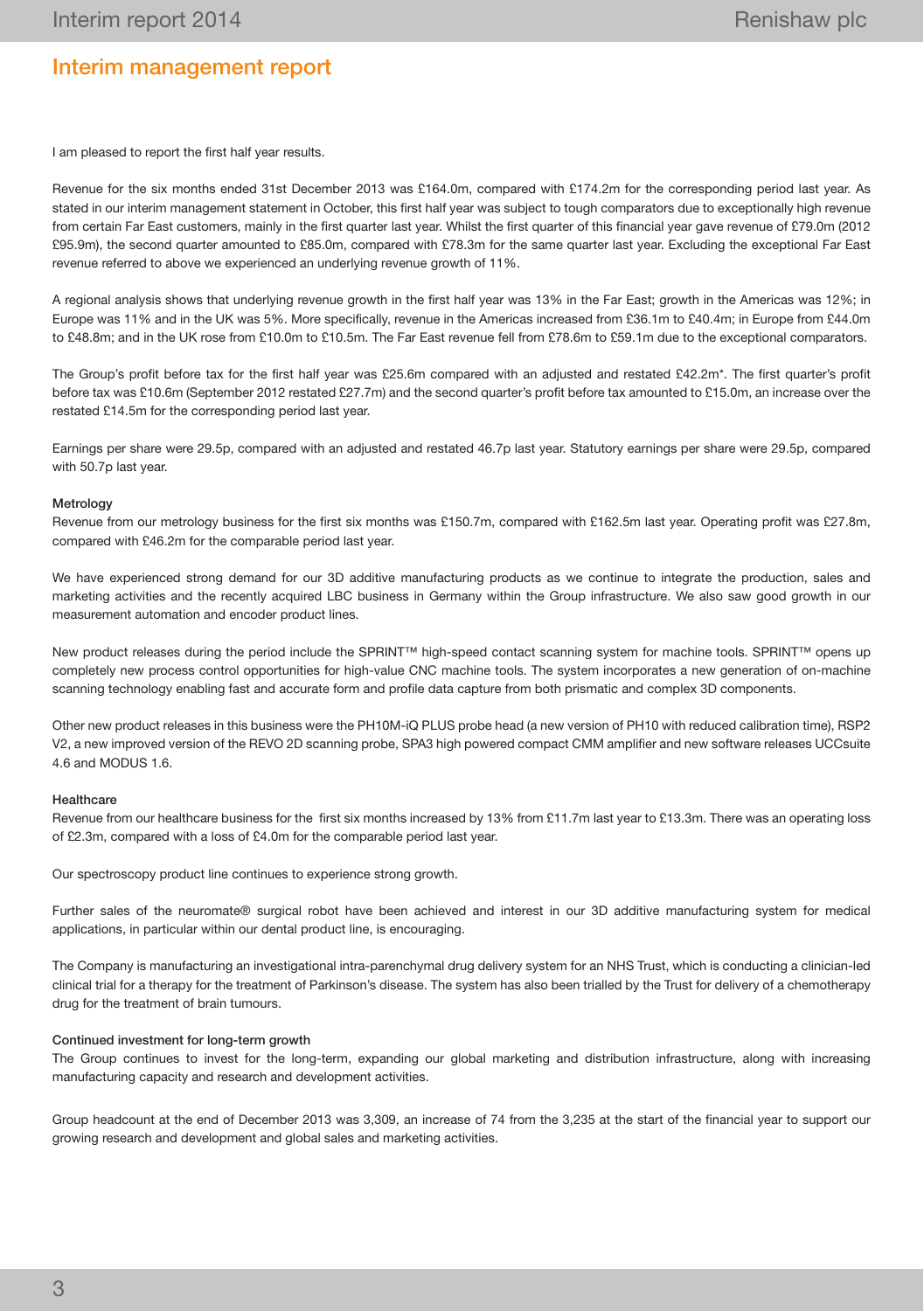# Interim management report

I am pleased to report the first half year results.

Revenue for the six months ended 31st December 2013 was £164.0m, compared with £174.2m for the corresponding period last year. As stated in our interim management statement in October, this first half year was subject to tough comparators due to exceptionally high revenue from certain Far East customers, mainly in the first quarter last year. Whilst the first quarter of this financial year gave revenue of £79.0m (2012 £95.9m), the second quarter amounted to £85.0m, compared with £78.3m for the same quarter last year. Excluding the exceptional Far East revenue referred to above we experienced an underlying revenue growth of 11%.

A regional analysis shows that underlying revenue growth in the first half year was 13% in the Far East; growth in the Americas was 12%; in Europe was 11% and in the UK was 5%. More specifically, revenue in the Americas increased from £36.1m to £40.4m; in Europe from £44.0m to £48.8m; and in the UK rose from £10.0m to £10.5m. The Far East revenue fell from £78.6m to £59.1m due to the exceptional comparators.

The Group's profit before tax for the first half year was £25.6m compared with an adjusted and restated £42.2m*. The first quarter's profit before tax was £10.6m (September 2012 restated £27.7m) and the second quarter's profit before tax amounted to £15.0m, an increase over the restated £14.5m for the corresponding period last year.

Earnings per share were 29.5p, compared with an adjusted and restated 46.7p last year. Statutory earnings per share were 29.5p, compared with 50.7p last year.

### Metrology

Revenue from our metrology business for the first six months was £150.7m, compared with £162.5m last year. Operating profit was £27.8m, compared with £46.2m for the comparable period last year.

We have experienced strong demand for our 3D additive manufacturing products as we continue to integrate the production, sales and marketing activities and the recently acquired LBC business in Germany within the Group infrastructure. We also saw good growth in our measurement automation and encoder product lines.

New product releases during the period include the SPRINT™ high-speed contact scanning system for machine tools. SPRINT™ opens up completely new process control opportunities for high-value CNC machine tools. The system incorporates a new generation of on-machine scanning technology enabling fast and accurate form and profile data capture from both prismatic and complex 3D components.

Other new product releases in this business were the PH10M-iQ PLUS probe head (a new version of PH10 with reduced calibration time), RSP2 V2, a new improved version of the REVO 2D scanning probe, SPA3 high powered compact CMM amplifier and new software releases UCCsuite 4.6 and MODUS 1.6.

### Healthcare

Revenue from our healthcare business for the first six months increased by 13% from £11.7m last year to £13.3m. There was an operating loss of £2.3m, compared with a loss of £4.0m for the comparable period last year.

Our spectroscopy product line continues to experience strong growth.

Further sales of the neuromate® surgical robot have been achieved and interest in our 3D additive manufacturing system for medical applications, in particular within our dental product line, is encouraging.

The Company is manufacturing an investigational intra-parenchymal drug delivery system for an NHS Trust, which is conducting a clinician-led clinical trial for a therapy for the treatment of Parkinson's disease. The system has also been trialled by the Trust for delivery of a chemotherapy drug for the treatment of brain tumours.

### Continued investment for long-term growth

The Group continues to invest for the long-term, expanding our global marketing and distribution infrastructure, along with increasing manufacturing capacity and research and development activities.

Group headcount at the end of December 2013 was 3,309, an increase of 74 from the 3,235 at the start of the financial year to support our growing research and development and global sales and marketing activities.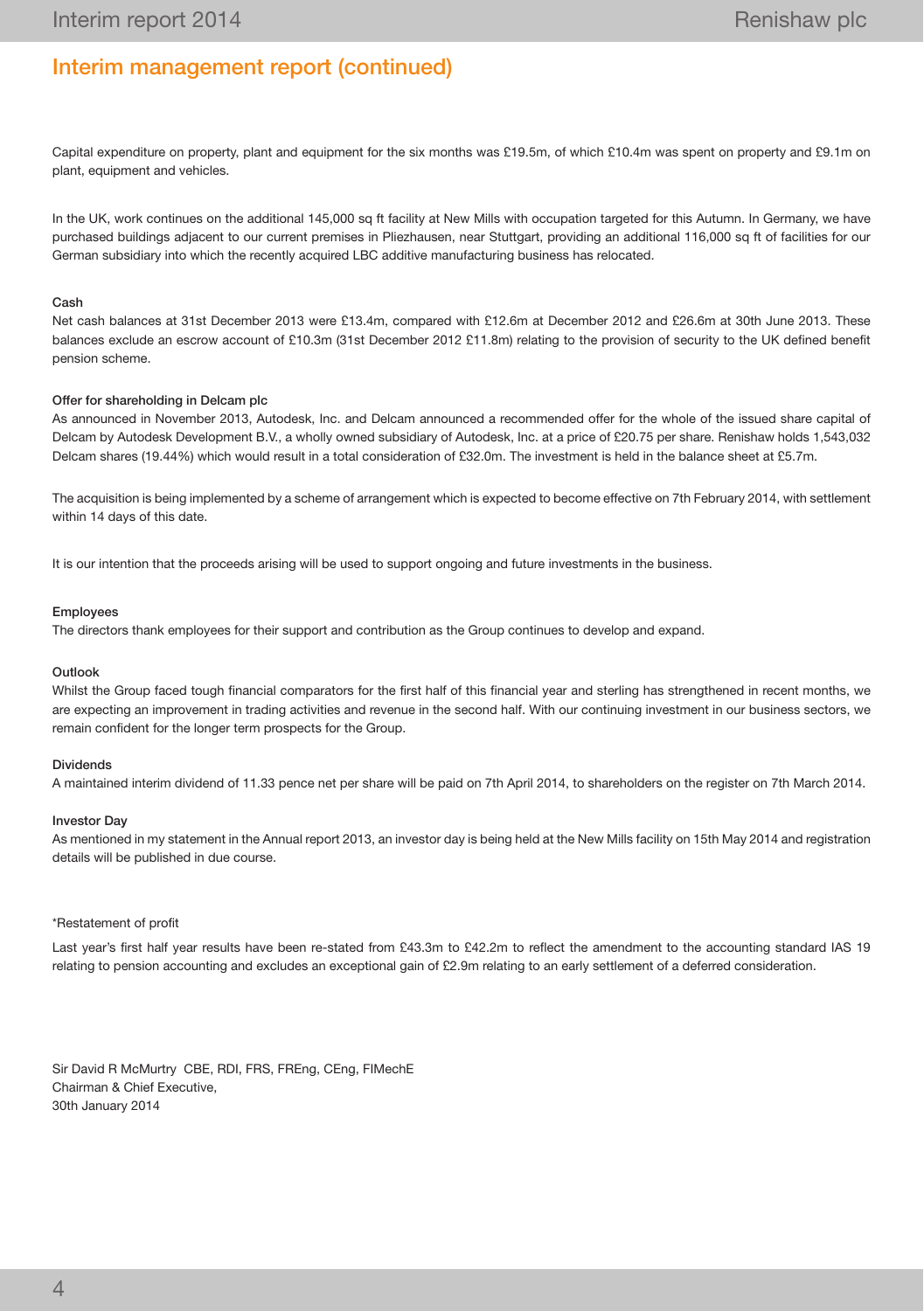## Interim management report (continued)

Capital expenditure on property, plant and equipment for the six months was £19.5m, of which £10.4m was spent on property and £9.1m on plant, equipment and vehicles.

In the UK, work continues on the additional 145,000 sq ft facility at New Mills with occupation targeted for this Autumn. In Germany, we have purchased buildings adjacent to our current premises in Pliezhausen, near Stuttgart, providing an additional 116,000 sq ft of facilities for our German subsidiary into which the recently acquired LBC additive manufacturing business has relocated.

#### Cash

Net cash balances at 31st December 2013 were £13.4m, compared with £12.6m at December 2012 and £26.6m at 30th June 2013. These balances exclude an escrow account of £10.3m (31st December 2012 £11.8m) relating to the provision of security to the UK defined benefit pension scheme.

#### Offer for shareholding in Delcam plc

As announced in November 2013, Autodesk, Inc. and Delcam announced a recommended offer for the whole of the issued share capital of Delcam by Autodesk Development B.V., a wholly owned subsidiary of Autodesk, Inc. at a price of £20.75 per share. Renishaw holds 1,543,032 Delcam shares (19.44%) which would result in a total consideration of £32.0m. The investment is held in the balance sheet at £5.7m.

The acquisition is being implemented by a scheme of arrangement which is expected to become effective on 7th February 2014, with settlement within 14 days of this date.

It is our intention that the proceeds arising will be used to support ongoing and future investments in the business.

#### Employees

The directors thank employees for their support and contribution as the Group continues to develop and expand.

#### Outlook

Whilst the Group faced tough financial comparators for the first half of this financial year and sterling has strengthened in recent months, we are expecting an improvement in trading activities and revenue in the second half. With our continuing investment in our business sectors, we remain confident for the longer term prospects for the Group.

#### Dividends

A maintained interim dividend of 11.33 pence net per share will be paid on 7th April 2014, to shareholders on the register on 7th March 2014.

#### Investor Day

As mentioned in my statement in the Annual report 2013, an investor day is being held at the New Mills facility on 15th May 2014 and registration details will be published in due course.

*Restatement of profit

Last year's first half year results have been re-stated from £43.3m to £42.2m to reflect the amendment to the accounting standard IAS 19 relating to pension accounting and excludes an exceptional gain of £2.9m relating to an early settlement of a deferred consideration.

Sir David R McMurtry CBE, RDI, FRS, FREng, CEng, FIMechE
Chairman & Chief Executive,
30th January 2014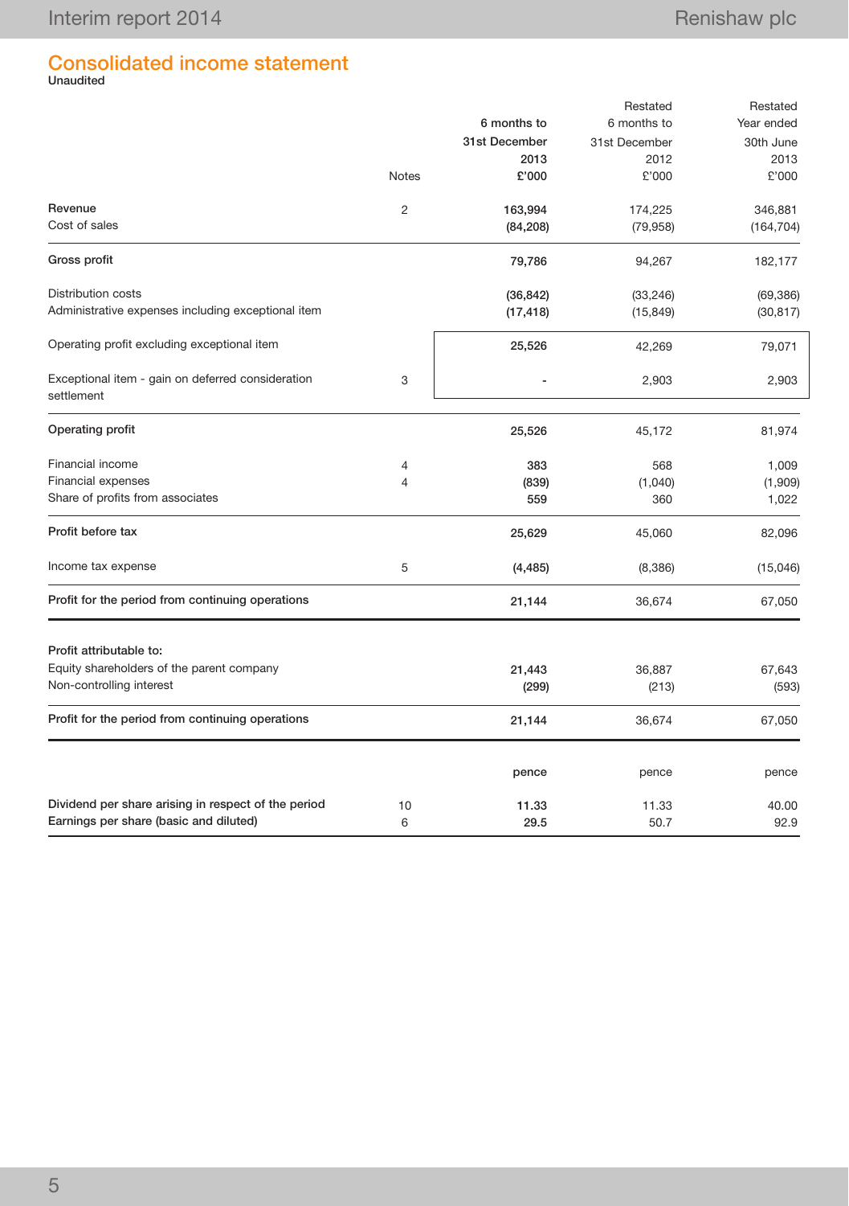## Consolidated income statement

**Unaudited**

| | Notes | 6 months to 31st December 2013 £'000 | Restated 6 months to 31st December 2012 £'000 | Restated Year ended 30th June 2013 £'000 |
|---|---|---|---|---|
| Revenue | 2 | **163,994** | 174,225 | 346,881 |
| Cost of sales | | **(84,208)** | (79,958) | (164,704) |
| **Gross profit** | | **79,786** | 94,267 | 182,177 |
| Distribution costs | | **(36,842)** | (33,246) | (69,386) |
| Administrative expenses including exceptional item | | **(17,418)** | (15,849) | (30,817) |
| Operating profit excluding exceptional item | | **25,526** | 42,269 | 79,071 |
| Exceptional item - gain on deferred consideration settlement | 3 | **-** | 2,903 | 2,903 |
| **Operating profit** | | **25,526** | 45,172 | 81,974 |
| Financial income | 4 | **383** | 568 | 1,009 |
| Financial expenses | 4 | **(839)** | (1,040) | (1,909) |
| Share of profits from associates | | **559** | 360 | 1,022 |
| **Profit before tax** | | **25,629** | 45,060 | 82,096 |
| Income tax expense | 5 | **(4,485)** | (8,386) | (15,046) |
| **Profit for the period from continuing operations** | | **21,144** | 36,674 | 67,050 |
| **Profit attributable to:** | | | | |
| Equity shareholders of the parent company | | **21,443** | 36,887 | 67,643 |
| Non-controlling interest | | **(299)** | (213) | (593) |
| **Profit for the period from continuing operations** | | **21,144** | 36,674 | 67,050 |
| | | **pence** | pence | pence |
| **Dividend per share arising in respect of the period** | 10 | **11.33** | 11.33 | 40.00 |
| **Earnings per share (basic and diluted)** | 6 | **29.5** | 50.7 | 92.9 |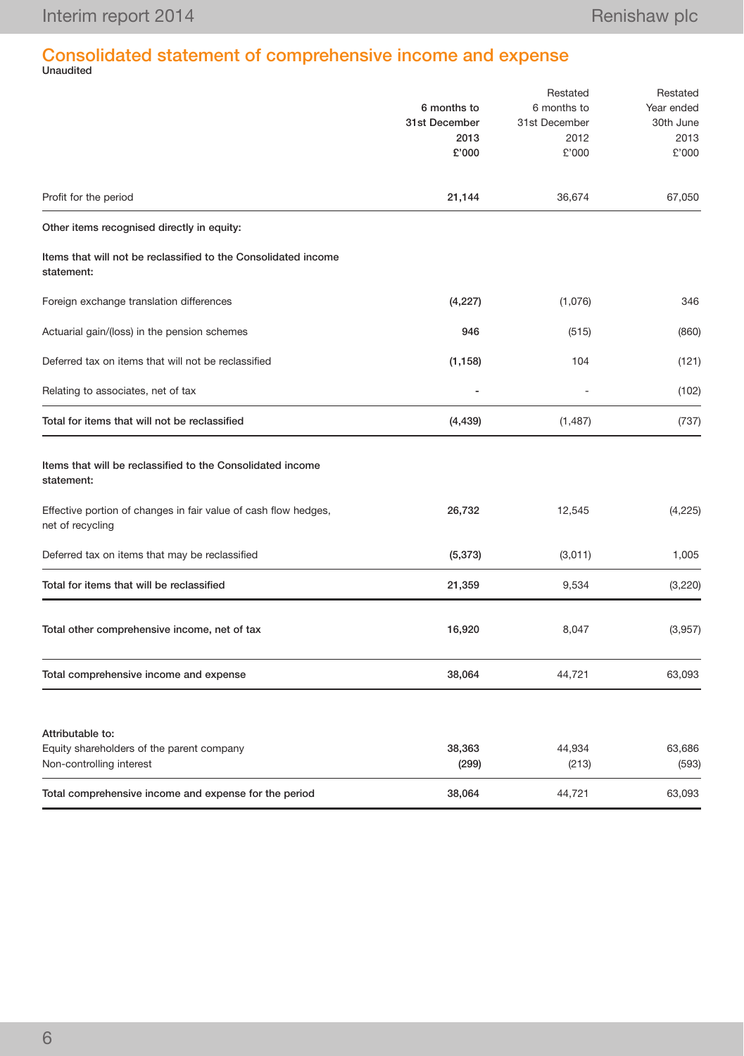## Consolidated statement of comprehensive income and expense

**Unaudited**

| | 6 months to 31st December 2013 £'000 | Restated 6 months to 31st December 2012 £'000 | Restated Year ended 30th June 2013 £'000 |
|---|---|---|---|
| Profit for the period | **21,144** | 36,674 | 67,050 |
| **Other items recognised directly in equity:** | | | |
| **Items that will not be reclassified to the Consolidated income statement:** | | | |
| Foreign exchange translation differences | **(4,227)** | (1,076) | 346 |
| Actuarial gain/(loss) in the pension schemes | **946** | (515) | (860) |
| Deferred tax on items that will not be reclassified | **(1,158)** | 104 | (121) |
| Relating to associates, net of tax | **-** | - | (102) |
| **Total for items that will not be reclassified** | **(4,439)** | (1,487) | (737) |
| **Items that will be reclassified to the Consolidated income statement:** | | | |
| Effective portion of changes in fair value of cash flow hedges, net of recycling | **26,732** | 12,545 | (4,225) |
| Deferred tax on items that may be reclassified | **(5,373)** | (3,011) | 1,005 |
| **Total for items that will be reclassified** | **21,359** | 9,534 | (3,220) |
| **Total other comprehensive income, net of tax** | **16,920** | 8,047 | (3,957) |
| **Total comprehensive income and expense** | **38,064** | 44,721 | 63,093 |
| **Attributable to:** | | | |
| Equity shareholders of the parent company | **38,363** | 44,934 | 63,686 |
| Non-controlling interest | **(299)** | (213) | (593) |
| **Total comprehensive income and expense for the period** | **38,064** | 44,721 | 63,093 |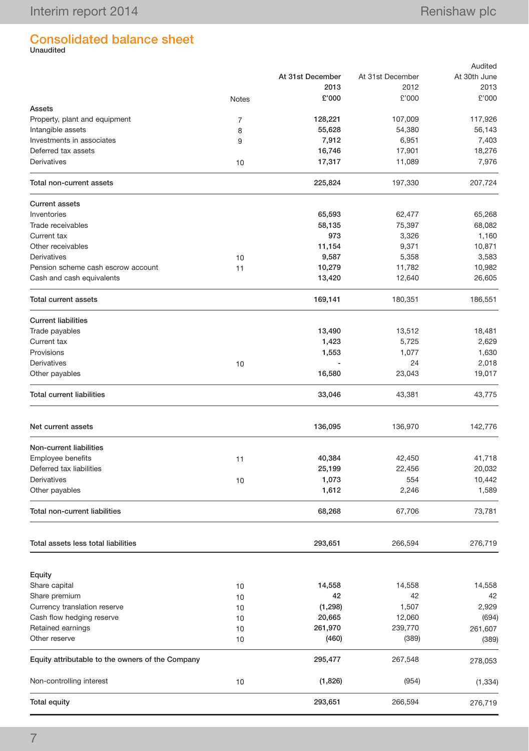# Consolidated balance sheet

**Unaudited**

| | Notes | At 31st December 2013 £'000 | At 31st December 2012 £'000 | Audited At 30th June 2013 £'000 |
|---|---|---|---|---|
| **Assets** | | | | |
| Property, plant and equipment | 7 | **128,221** | 107,009 | 117,926 |
| Intangible assets | 8 | **55,628** | 54,380 | 56,143 |
| Investments in associates | 9 | **7,912** | 6,951 | 7,403 |
| Deferred tax assets | | **16,746** | 17,901 | 18,276 |
| Derivatives | 10 | **17,317** | 11,089 | 7,976 |
| **Total non-current assets** | | **225,824** | 197,330 | 207,724 |
| **Current assets** | | | | |
| Inventories | | **65,593** | 62,477 | 65,268 |
| Trade receivables | | **58,135** | 75,397 | 68,082 |
| Current tax | | **973** | 3,326 | 1,160 |
| Other receivables | | **11,154** | 9,371 | 10,871 |
| Derivatives | 10 | **9,587** | 5,358 | 3,583 |
| Pension scheme cash escrow account | 11 | **10,279** | 11,782 | 10,982 |
| Cash and cash equivalents | | **13,420** | 12,640 | 26,605 |
| **Total current assets** | | **169,141** | 180,351 | 186,551 |
| **Current liabilities** | | | | |
| Trade payables | | **13,490** | 13,512 | 18,481 |
| Current tax | | **1,423** | 5,725 | 2,629 |
| Provisions | | **1,553** | 1,077 | 1,630 |
| Derivatives | 10 | **-** | 24 | 2,018 |
| Other payables | | **16,580** | 23,043 | 19,017 |
| **Total current liabilities** | | **33,046** | 43,381 | 43,775 |
| **Net current assets** | | **136,095** | 136,970 | 142,776 |
| **Non-current liabilities** | | | | |
| Employee benefits | 11 | **40,384** | 42,450 | 41,718 |
| Deferred tax liabilities | | **25,199** | 22,456 | 20,032 |
| Derivatives | 10 | **1,073** | 554 | 10,442 |
| Other payables | | **1,612** | 2,246 | 1,589 |
| **Total non-current liabilities** | | **68,268** | 67,706 | 73,781 |
| **Total assets less total liabilities** | | **293,651** | 266,594 | 276,719 |
| **Equity** | | | | |
| Share capital | 10 | **14,558** | 14,558 | 14,558 |
| Share premium | 10 | **42** | 42 | 42 |
| Currency translation reserve | 10 | **(1,298)** | 1,507 | 2,929 |
| Cash flow hedging reserve | 10 | **20,665** | 12,060 | (694) |
| Retained earnings | 10 | **261,970** | 239,770 | 261,607 |
| Other reserve | 10 | **(460)** | (389) | (389) |
| **Equity attributable to the owners of the Company** | | **295,477** | 267,548 | 278,053 |
| Non-controlling interest | 10 | **(1,826)** | (954) | (1,334) |
| **Total equity** | | **293,651** | 266,594 | 276,719 |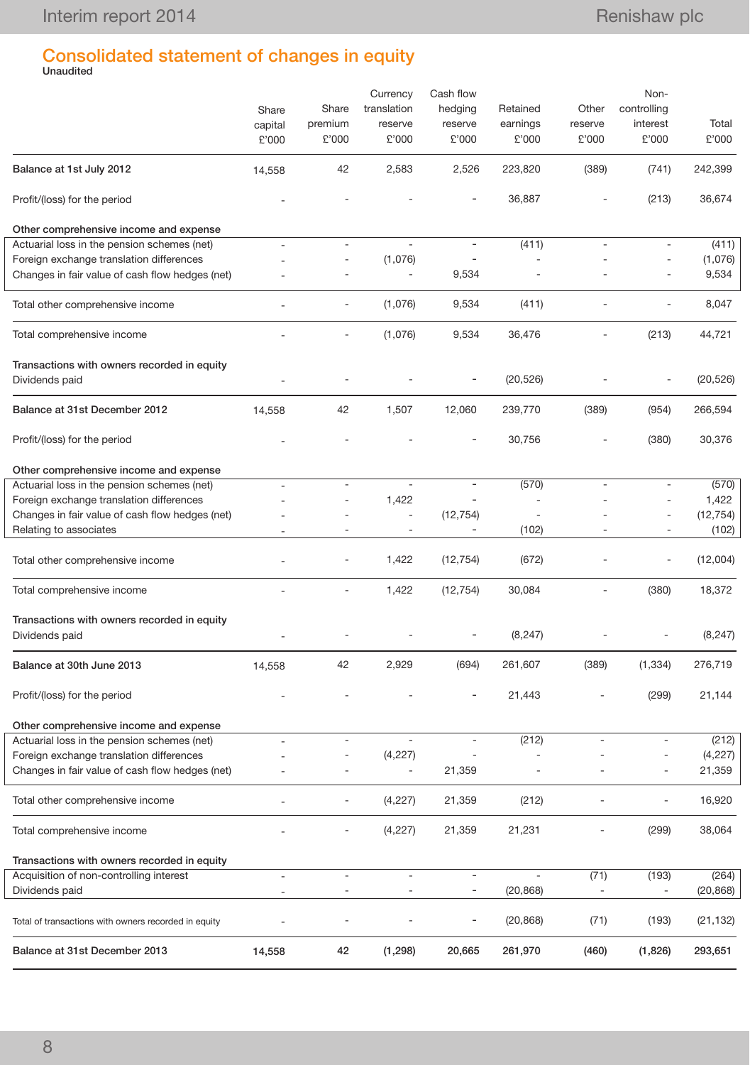## Consolidated statement of changes in equity

**Unaudited**

| | Share capital £'000 | Share premium £'000 | Currency translation reserve £'000 | Cash flow hedging reserve £'000 | Retained earnings £'000 | Other reserve £'000 | Non-controlling interest £'000 | Total £'000 |
|---|---|---|---|---|---|---|---|---|
| **Balance at 1st July 2012** | 14,558 | 42 | 2,583 | 2,526 | 223,820 | (389) | (741) | 242,399 |
| Profit/(loss) for the period | - | - | - | - | 36,887 | - | (213) | 36,674 |
| **Other comprehensive income and expense** | | | | | | | | |
| Actuarial loss in the pension schemes (net) | - | - | - | - | (411) | - | - | (411) |
| Foreign exchange translation differences | - | - | (1,076) | - | - | - | - | (1,076) |
| Changes in fair value of cash flow hedges (net) | - | - | - | 9,534 | - | - | - | 9,534 |
| Total other comprehensive income | - | - | (1,076) | 9,534 | (411) | - | - | 8,047 |
| Total comprehensive income | - | - | (1,076) | 9,534 | 36,476 | - | (213) | 44,721 |
| **Transactions with owners recorded in equity** | | | | | | | | |
| Dividends paid | - | - | - | - | (20,526) | - | - | (20,526) |
| **Balance at 31st December 2012** | 14,558 | 42 | 1,507 | 12,060 | 239,770 | (389) | (954) | 266,594 |
| Profit/(loss) for the period | - | - | - | - | 30,756 | - | (380) | 30,376 |
| **Other comprehensive income and expense** | | | | | | | | |
| Actuarial loss in the pension schemes (net) | - | - | - | - | (570) | - | - | (570) |
| Foreign exchange translation differences | - | - | 1,422 | - | - | - | - | 1,422 |
| Changes in fair value of cash flow hedges (net) | - | - | - | (12,754) | - | - | - | (12,754) |
| Relating to associates | - | - | - | - | (102) | - | - | (102) |
| Total other comprehensive income | - | - | 1,422 | (12,754) | (672) | - | - | (12,004) |
| Total comprehensive income | - | - | 1,422 | (12,754) | 30,084 | - | (380) | 18,372 |
| **Transactions with owners recorded in equity** | | | | | | | | |
| Dividends paid | - | - | - | - | (8,247) | - | - | (8,247) |
| **Balance at 30th June 2013** | 14,558 | 42 | 2,929 | (694) | 261,607 | (389) | (1,334) | 276,719 |
| Profit/(loss) for the period | - | - | - | - | 21,443 | - | (299) | 21,144 |
| **Other comprehensive income and expense** | | | | | | | | |
| Actuarial loss in the pension schemes (net) | - | - | - | - | (212) | - | - | (212) |
| Foreign exchange translation differences | - | - | (4,227) | - | - | - | - | (4,227) |
| Changes in fair value of cash flow hedges (net) | - | - | - | 21,359 | - | - | - | 21,359 |
| Total other comprehensive income | - | - | (4,227) | 21,359 | (212) | - | - | 16,920 |
| Total comprehensive income | - | - | (4,227) | 21,359 | 21,231 | - | (299) | 38,064 |
| **Transactions with owners recorded in equity** | | | | | | | | |
| Acquisition of non-controlling interest | - | - | - | - | - | (71) | (193) | (264) |
| Dividends paid | - | - | - | - | (20,868) | - | - | (20,868) |
| Total of transactions with owners recorded in equity | - | - | - | - | (20,868) | (71) | (193) | (21,132) |
| **Balance at 31st December 2013** | **14,558** | **42** | **(1,298)** | **20,665** | **261,970** | **(460)** | **(1,826)** | **293,651** |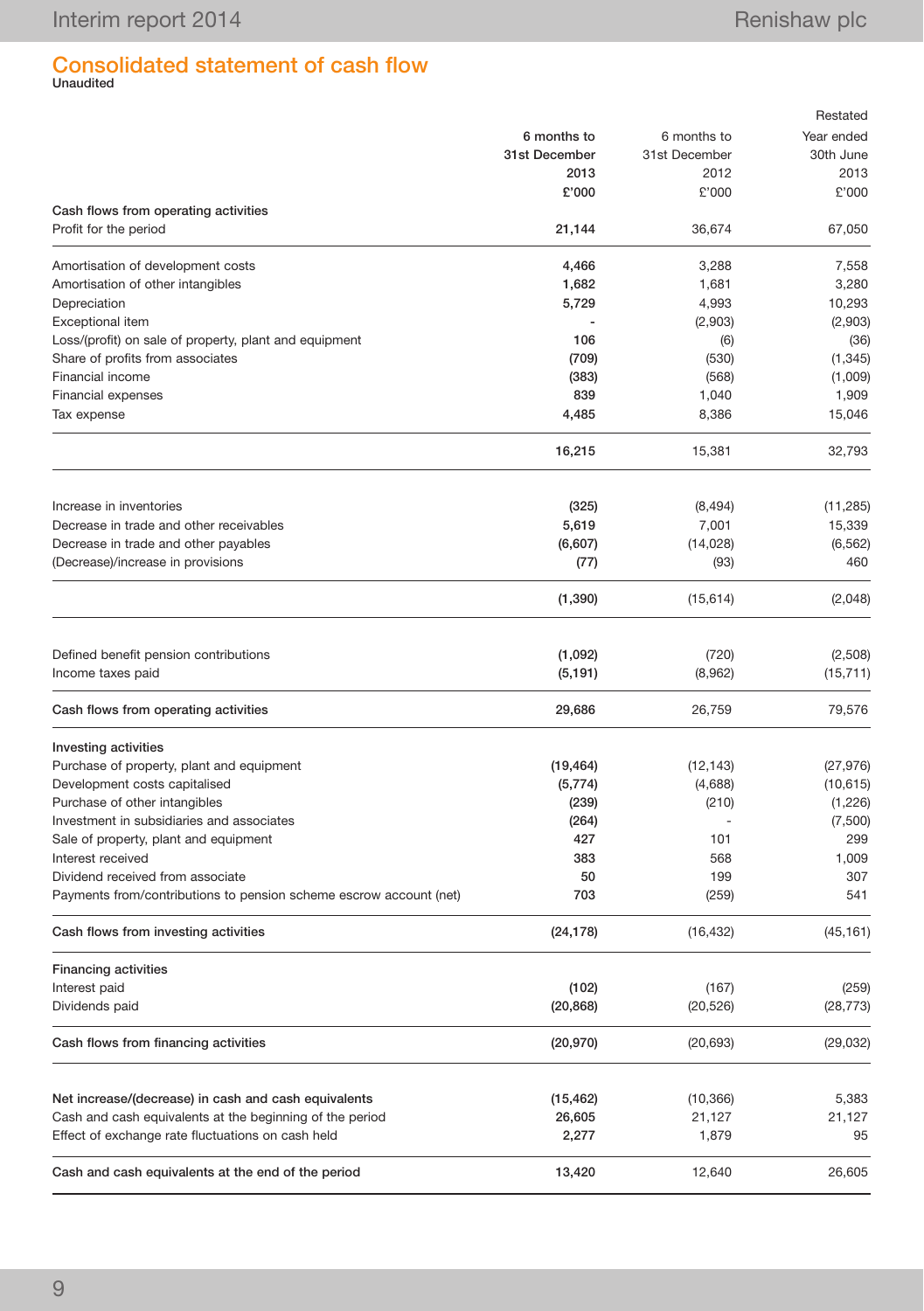# Consolidated statement of cash flow

Unaudited

| | 6 months to 31st December 2013 £'000 | 6 months to 31st December 2012 £'000 | Restated Year ended 30th June 2013 £'000 |
|---|---|---|---|
| **Cash flows from operating activities** | | | |
| Profit for the period | **21,144** | 36,674 | 67,050 |
| Amortisation of development costs | **4,466** | 3,288 | 7,558 |
| Amortisation of other intangibles | **1,682** | 1,681 | 3,280 |
| Depreciation | **5,729** | 4,993 | 10,293 |
| Exceptional item | **-** | (2,903) | (2,903) |
| Loss/(profit) on sale of property, plant and equipment | **106** | (6) | (36) |
| Share of profits from associates | **(709)** | (530) | (1,345) |
| Financial income | **(383)** | (568) | (1,009) |
| Financial expenses | **839** | 1,040 | 1,909 |
| Tax expense | **4,485** | 8,386 | 15,046 |
| | **16,215** | 15,381 | 32,793 |
| Increase in inventories | **(325)** | (8,494) | (11,285) |
| Decrease in trade and other receivables | **5,619** | 7,001 | 15,339 |
| Decrease in trade and other payables | **(6,607)** | (14,028) | (6,562) |
| (Decrease)/increase in provisions | **(77)** | (93) | 460 |
| | **(1,390)** | (15,614) | (2,048) |
| Defined benefit pension contributions | **(1,092)** | (720) | (2,508) |
| Income taxes paid | **(5,191)** | (8,962) | (15,711) |
| **Cash flows from operating activities** | **29,686** | 26,759 | 79,576 |
| **Investing activities** | | | |
| Purchase of property, plant and equipment | **(19,464)** | (12,143) | (27,976) |
| Development costs capitalised | **(5,774)** | (4,688) | (10,615) |
| Purchase of other intangibles | **(239)** | (210) | (1,226) |
| Investment in subsidiaries and associates | **(264)** | - | (7,500) |
| Sale of property, plant and equipment | **427** | 101 | 299 |
| Interest received | **383** | 568 | 1,009 |
| Dividend received from associate | **50** | 199 | 307 |
| Payments from/contributions to pension scheme escrow account (net) | **703** | (259) | 541 |
| **Cash flows from investing activities** | **(24,178)** | (16,432) | (45,161) |
| **Financing activities** | | | |
| Interest paid | **(102)** | (167) | (259) |
| Dividends paid | **(20,868)** | (20,526) | (28,773) |
| **Cash flows from financing activities** | **(20,970)** | (20,693) | (29,032) |
| **Net increase/(decrease) in cash and cash equivalents** | **(15,462)** | (10,366) | 5,383 |
| Cash and cash equivalents at the beginning of the period | **26,605** | 21,127 | 21,127 |
| Effect of exchange rate fluctuations on cash held | **2,277** | 1,879 | 95 |
| **Cash and cash equivalents at the end of the period** | **13,420** | 12,640 | 26,605 |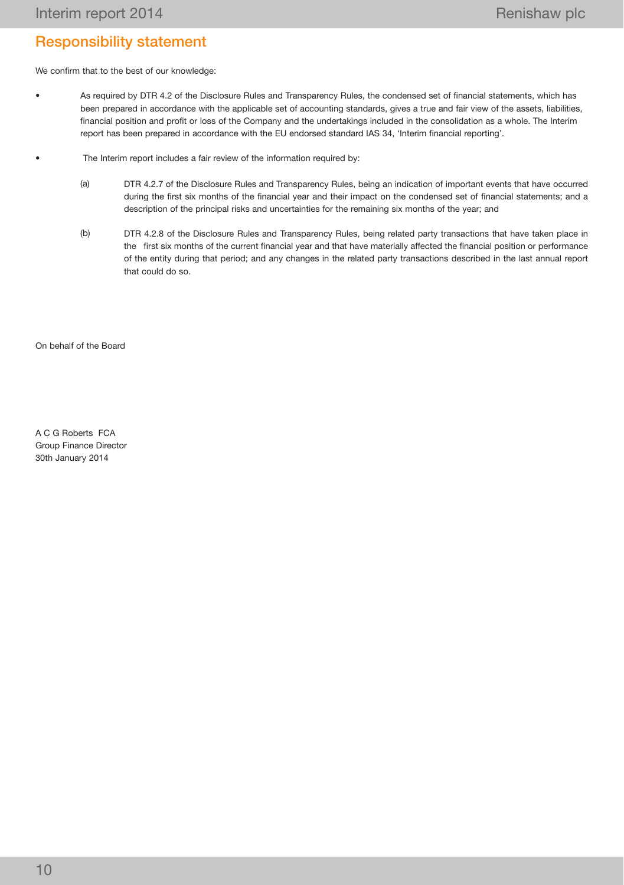## Responsibility statement

We confirm that to the best of our knowledge:

- As required by DTR 4.2 of the Disclosure Rules and Transparency Rules, the condensed set of financial statements, which has been prepared in accordance with the applicable set of accounting standards, gives a true and fair view of the assets, liabilities, financial position and profit or loss of the Company and the undertakings included in the consolidation as a whole. The Interim report has been prepared in accordance with the EU endorsed standard IAS 34, 'Interim financial reporting'.

- The Interim report includes a fair review of the information required by:

  (a) DTR 4.2.7 of the Disclosure Rules and Transparency Rules, being an indication of important events that have occurred during the first six months of the financial year and their impact on the condensed set of financial statements; and a description of the principal risks and uncertainties for the remaining six months of the year; and

  (b) DTR 4.2.8 of the Disclosure Rules and Transparency Rules, being related party transactions that have taken place in the first six months of the current financial year and that have materially affected the financial position or performance of the entity during that period; and any changes in the related party transactions described in the last annual report that could do so.

On behalf of the Board

A C G Roberts FCA
Group Finance Director
30th January 2014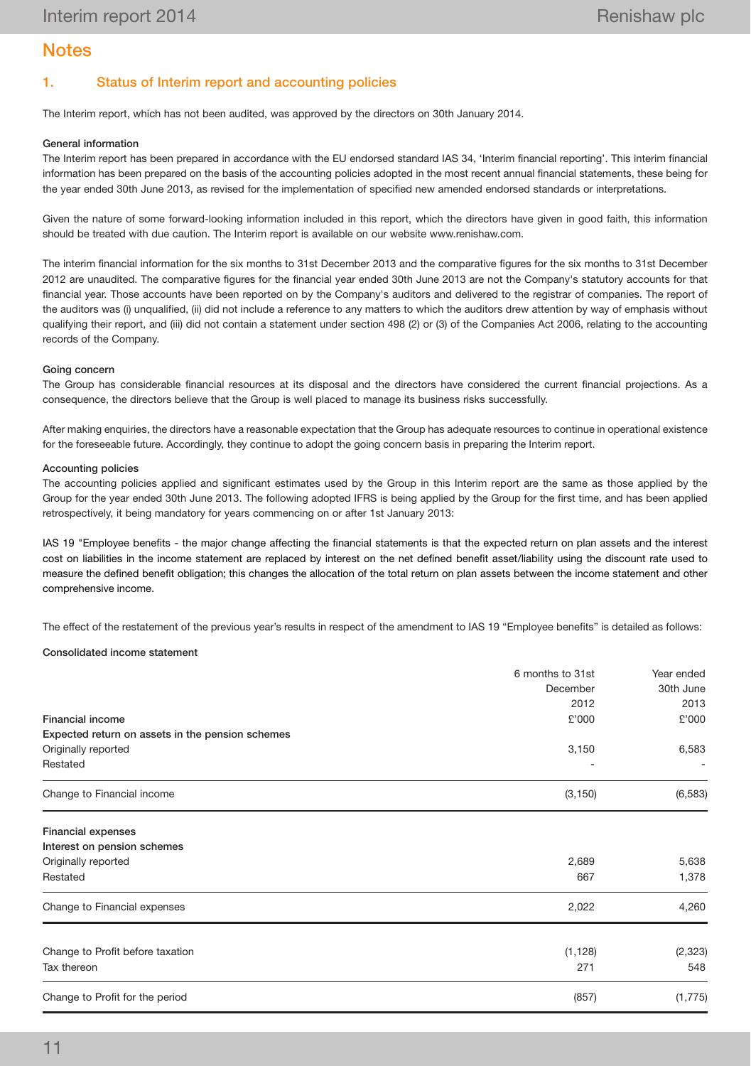# Notes

## 1. Status of Interim report and accounting policies

The Interim report, which has not been audited, was approved by the directors on 30th January 2014.

### General information

The Interim report has been prepared in accordance with the EU endorsed standard IAS 34, 'Interim financial reporting'. This interim financial information has been prepared on the basis of the accounting policies adopted in the most recent annual financial statements, these being for the year ended 30th June 2013, as revised for the implementation of specified new amended endorsed standards or interpretations.

Given the nature of some forward-looking information included in this report, which the directors have given in good faith, this information should be treated with due caution. The Interim report is available on our website www.renishaw.com.

The interim financial information for the six months to 31st December 2013 and the comparative figures for the six months to 31st December 2012 are unaudited. The comparative figures for the financial year ended 30th June 2013 are not the Company's statutory accounts for that financial year. Those accounts have been reported on by the Company's auditors and delivered to the registrar of companies. The report of the auditors was (i) unqualified, (ii) did not include a reference to any matters to which the auditors drew attention by way of emphasis without qualifying their report, and (iii) did not contain a statement under section 498 (2) or (3) of the Companies Act 2006, relating to the accounting records of the Company.

### Going concern

The Group has considerable financial resources at its disposal and the directors have considered the current financial projections. As a consequence, the directors believe that the Group is well placed to manage its business risks successfully.

After making enquiries, the directors have a reasonable expectation that the Group has adequate resources to continue in operational existence for the foreseeable future. Accordingly, they continue to adopt the going concern basis in preparing the Interim report.

### Accounting policies

The accounting policies applied and significant estimates used by the Group in this Interim report are the same as those applied by the Group for the year ended 30th June 2013. The following adopted IFRS is being applied by the Group for the first time, and has been applied retrospectively, it being mandatory for years commencing on or after 1st January 2013:

IAS 19 "Employee benefits - the major change affecting the financial statements is that the expected return on plan assets and the interest cost on liabilities in the income statement are replaced by interest on the net defined benefit asset/liability using the discount rate used to measure the defined benefit obligation; this changes the allocation of the total return on plan assets between the income statement and other comprehensive income.

The effect of the restatement of the previous year's results in respect of the amendment to IAS 19 "Employee benefits" is detailed as follows:

### Consolidated income statement

| | 6 months to 31st December 2012 | Year ended 30th June 2013 |
|---|---|---|
| **Financial income** | £'000 | £'000 |
| **Expected return on assets in the pension schemes** | | |
| Originally reported | 3,150 | 6,583 |
| Restated | - | - |
| Change to Financial income | (3,150) | (6,583) |
| **Financial expenses** | | |
| **Interest on pension schemes** | | |
| Originally reported | 2,689 | 5,638 |
| Restated | 667 | 1,378 |
| Change to Financial expenses | 2,022 | 4,260 |
| Change to Profit before taxation | (1,128) | (2,323) |
| Tax thereon | 271 | 548 |
| Change to Profit for the period | (857) | (1,775) |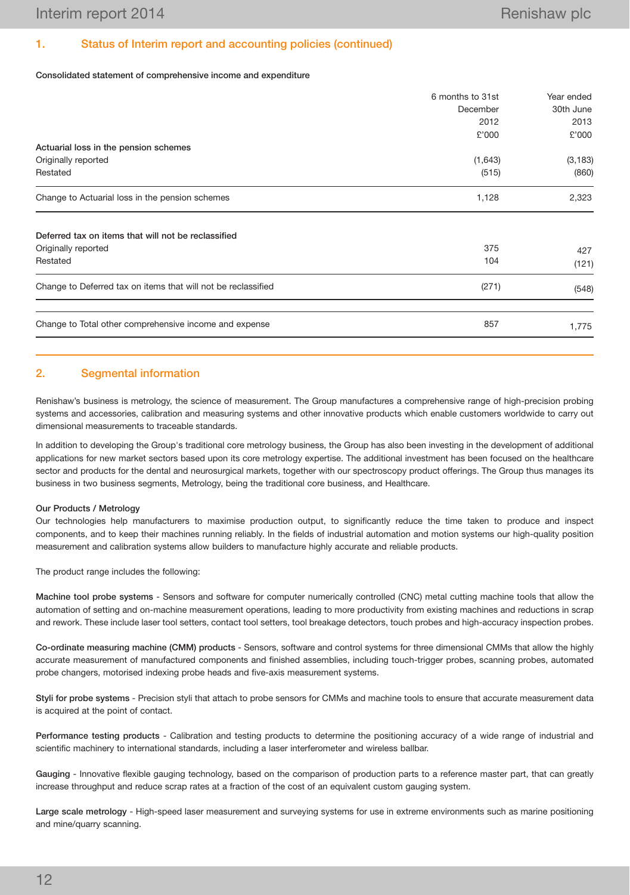## 1. Status of Interim report and accounting policies (continued)

**Consolidated statement of comprehensive income and expenditure**

| | 6 months to 31st December 2012 £'000 | Year ended 30th June 2013 £'000 |
|---|---|---|
| **Actuarial loss in the pension schemes** | | |
| Originally reported | (1,643) | (3,183) |
| Restated | (515) | (860) |
| Change to Actuarial loss in the pension schemes | 1,128 | 2,323 |
| **Deferred tax on items that will not be reclassified** | | |
| Originally reported | 375 | 427 |
| Restated | 104 | (121) |
| Change to Deferred tax on items that will not be reclassified | (271) | (548) |
| Change to Total other comprehensive income and expense | 857 | 1,775 |

## 2. Segmental information

Renishaw's business is metrology, the science of measurement. The Group manufactures a comprehensive range of high-precision probing systems and accessories, calibration and measuring systems and other innovative products which enable customers worldwide to carry out dimensional measurements to traceable standards.

In addition to developing the Group's traditional core metrology business, the Group has also been investing in the development of additional applications for new market sectors based upon its core metrology expertise. The additional investment has been focused on the healthcare sector and products for the dental and neurosurgical markets, together with our spectroscopy product offerings. The Group thus manages its business in two business segments, Metrology, being the traditional core business, and Healthcare.

**Our Products / Metrology**

Our technologies help manufacturers to maximise production output, to significantly reduce the time taken to produce and inspect components, and to keep their machines running reliably. In the fields of industrial automation and motion systems our high-quality position measurement and calibration systems allow builders to manufacture highly accurate and reliable products.

The product range includes the following:

**Machine tool probe systems** - Sensors and software for computer numerically controlled (CNC) metal cutting machine tools that allow the automation of setting and on-machine measurement operations, leading to more productivity from existing machines and reductions in scrap and rework. These include laser tool setters, contact tool setters, tool breakage detectors, touch probes and high-accuracy inspection probes.

**Co-ordinate measuring machine (CMM) products** - Sensors, software and control systems for three dimensional CMMs that allow the highly accurate measurement of manufactured components and finished assemblies, including touch-trigger probes, scanning probes, automated probe changers, motorised indexing probe heads and five-axis measurement systems.

**Styli for probe systems** - Precision styli that attach to probe sensors for CMMs and machine tools to ensure that accurate measurement data is acquired at the point of contact.

**Performance testing products** - Calibration and testing products to determine the positioning accuracy of a wide range of industrial and scientific machinery to international standards, including a laser interferometer and wireless ballbar.

**Gauging** - Innovative flexible gauging technology, based on the comparison of production parts to a reference master part, that can greatly increase throughput and reduce scrap rates at a fraction of the cost of an equivalent custom gauging system.

**Large scale metrology** - High-speed laser measurement and surveying systems for use in extreme environments such as marine positioning and mine/quarry scanning.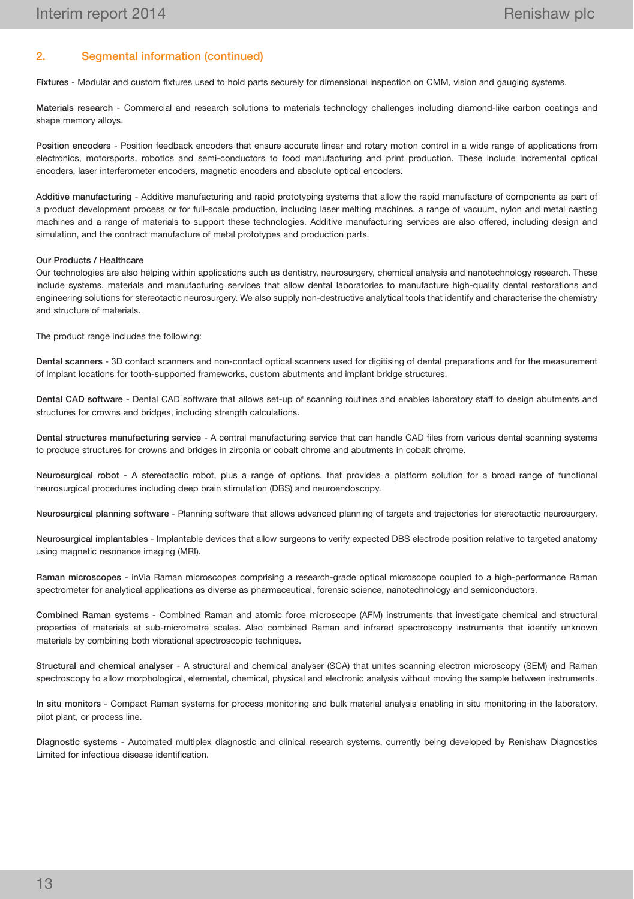## 2. Segmental information (continued)

**Fixtures** - Modular and custom fixtures used to hold parts securely for dimensional inspection on CMM, vision and gauging systems.

**Materials research** - Commercial and research solutions to materials technology challenges including diamond-like carbon coatings and shape memory alloys.

**Position encoders** - Position feedback encoders that ensure accurate linear and rotary motion control in a wide range of applications from electronics, motorsports, robotics and semi-conductors to food manufacturing and print production. These include incremental optical encoders, laser interferometer encoders, magnetic encoders and absolute optical encoders.

**Additive manufacturing** - Additive manufacturing and rapid prototyping systems that allow the rapid manufacture of components as part of a product development process or for full-scale production, including laser melting machines, a range of vacuum, nylon and metal casting machines and a range of materials to support these technologies. Additive manufacturing services are also offered, including design and simulation, and the contract manufacture of metal prototypes and production parts.

**Our Products / Healthcare**

Our technologies are also helping within applications such as dentistry, neurosurgery, chemical analysis and nanotechnology research. These include systems, materials and manufacturing services that allow dental laboratories to manufacture high-quality dental restorations and engineering solutions for stereotactic neurosurgery. We also supply non-destructive analytical tools that identify and characterise the chemistry and structure of materials.

The product range includes the following:

**Dental scanners** - 3D contact scanners and non-contact optical scanners used for digitising of dental preparations and for the measurement of implant locations for tooth-supported frameworks, custom abutments and implant bridge structures.

**Dental CAD software** - Dental CAD software that allows set-up of scanning routines and enables laboratory staff to design abutments and structures for crowns and bridges, including strength calculations.

**Dental structures manufacturing service** - A central manufacturing service that can handle CAD files from various dental scanning systems to produce structures for crowns and bridges in zirconia or cobalt chrome and abutments in cobalt chrome.

**Neurosurgical robot** - A stereotactic robot, plus a range of options, that provides a platform solution for a broad range of functional neurosurgical procedures including deep brain stimulation (DBS) and neuroendoscopy.

**Neurosurgical planning software** - Planning software that allows advanced planning of targets and trajectories for stereotactic neurosurgery.

**Neurosurgical implantables** - Implantable devices that allow surgeons to verify expected DBS electrode position relative to targeted anatomy using magnetic resonance imaging (MRI).

**Raman microscopes** - inVia Raman microscopes comprising a research-grade optical microscope coupled to a high-performance Raman spectrometer for analytical applications as diverse as pharmaceutical, forensic science, nanotechnology and semiconductors.

**Combined Raman systems** - Combined Raman and atomic force microscope (AFM) instruments that investigate chemical and structural properties of materials at sub-micrometre scales. Also combined Raman and infrared spectroscopy instruments that identify unknown materials by combining both vibrational spectroscopic techniques.

**Structural and chemical analyser** - A structural and chemical analyser (SCA) that unites scanning electron microscopy (SEM) and Raman spectroscopy to allow morphological, elemental, chemical, physical and electronic analysis without moving the sample between instruments.

**In situ monitors** - Compact Raman systems for process monitoring and bulk material analysis enabling in situ monitoring in the laboratory, pilot plant, or process line.

**Diagnostic systems** - Automated multiplex diagnostic and clinical research systems, currently being developed by Renishaw Diagnostics Limited for infectious disease identification.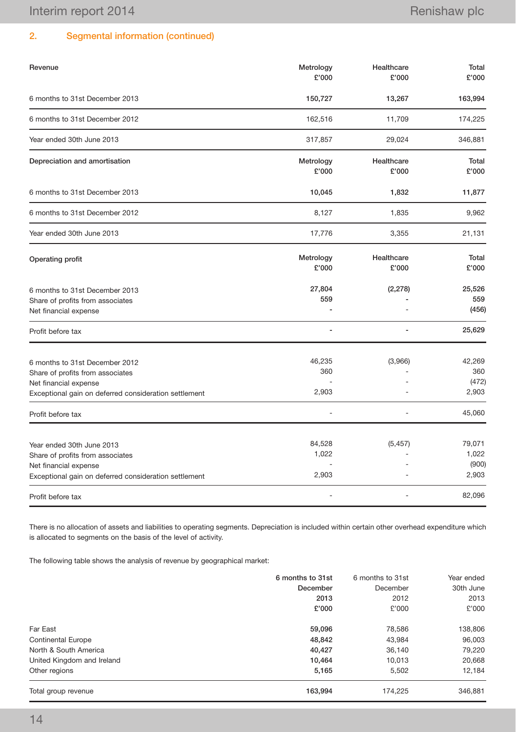## 2. Segmental information (continued)

| Revenue | Metrology £'000 | Healthcare £'000 | Total £'000 |
|---|---|---|---|
| 6 months to 31st December 2013 | **150,727** | **13,267** | **163,994** |
| 6 months to 31st December 2012 | 162,516 | 11,709 | 174,225 |
| Year ended 30th June 2013 | 317,857 | 29,024 | 346,881 |

| Depreciation and amortisation | Metrology £'000 | Healthcare £'000 | Total £'000 |
|---|---|---|---|
| 6 months to 31st December 2013 | **10,045** | **1,832** | **11,877** |
| 6 months to 31st December 2012 | 8,127 | 1,835 | 9,962 |
| Year ended 30th June 2013 | 17,776 | 3,355 | 21,131 |

| Operating profit | Metrology £'000 | Healthcare £'000 | Total £'000 |
|---|---|---|---|
| 6 months to 31st December 2013 | **27,804** | **(2,278)** | **25,526** |
| Share of profits from associates | **559** | **-** | **559** |
| Net financial expense | **-** | - | **(456)** |
| Profit before tax | **-** | **-** | **25,629** |
| 6 months to 31st December 2012 | 46,235 | (3,966) | 42,269 |
| Share of profits from associates | 360 | - | 360 |
| Net financial expense | - | - | (472) |
| Exceptional gain on deferred consideration settlement | 2,903 | - | 2,903 |
| Profit before tax | - | - | 45,060 |
| Year ended 30th June 2013 | 84,528 | (5,457) | 79,071 |
| Share of profits from associates | 1,022 | - | 1,022 |
| Net financial expense | - | - | (900) |
| Exceptional gain on deferred consideration settlement | 2,903 | - | 2,903 |
| Profit before tax | - | - | 82,096 |

There is no allocation of assets and liabilities to operating segments. Depreciation is included within certain other overhead expenditure which is allocated to segments on the basis of the level of activity.

The following table shows the analysis of revenue by geographical market:

| | 6 months to 31st December 2013 £'000 | 6 months to 31st December 2012 £'000 | Year ended 30th June 2013 £'000 |
|---|---|---|---|
| Far East | **59,096** | 78,586 | 138,806 |
| Continental Europe | **48,842** | 43,984 | 96,003 |
| North & South America | **40,427** | 36,140 | 79,220 |
| United Kingdom and Ireland | **10,464** | 10,013 | 20,668 |
| Other regions | **5,165** | 5,502 | 12,184 |
| Total group revenue | **163,994** | 174,225 | 346,881 |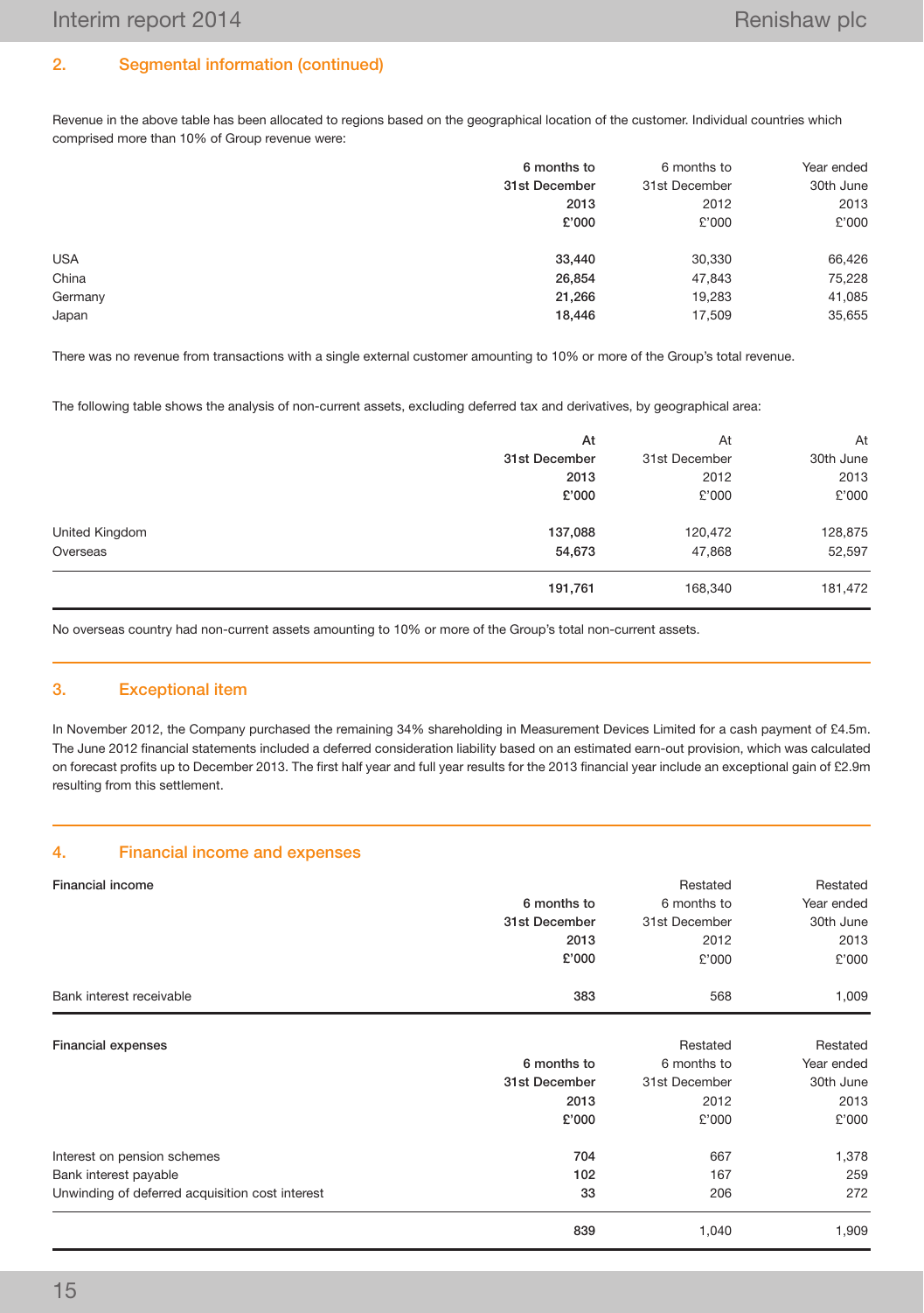## 2. Segmental information (continued)

Revenue in the above table has been allocated to regions based on the geographical location of the customer. Individual countries which comprised more than 10% of Group revenue were:

| | **6 months to 31st December 2013 £'000** | 6 months to 31st December 2012 £'000 | Year ended 30th June 2013 £'000 |
|---|---|---|---|
| USA | **33,440** | 30,330 | 66,426 |
| China | **26,854** | 47,843 | 75,228 |
| Germany | **21,266** | 19,283 | 41,085 |
| Japan | **18,446** | 17,509 | 35,655 |

There was no revenue from transactions with a single external customer amounting to 10% or more of the Group's total revenue.

The following table shows the analysis of non-current assets, excluding deferred tax and derivatives, by geographical area:

| | **At 31st December 2013 £'000** | At 31st December 2012 £'000 | At 30th June 2013 £'000 |
|---|---|---|---|
| United Kingdom | **137,088** | 120,472 | 128,875 |
| Overseas | **54,673** | 47,868 | 52,597 |
| | **191,761** | 168,340 | 181,472 |

No overseas country had non-current assets amounting to 10% or more of the Group's total non-current assets.

## 3. Exceptional item

In November 2012, the Company purchased the remaining 34% shareholding in Measurement Devices Limited for a cash payment of £4.5m. The June 2012 financial statements included a deferred consideration liability based on an estimated earn-out provision, which was calculated on forecast profits up to December 2013. The first half year and full year results for the 2013 financial year include an exceptional gain of £2.9m resulting from this settlement.

## 4. Financial income and expenses

| **Financial income** | **6 months to 31st December 2013 £'000** | Restated 6 months to 31st December 2012 £'000 | Restated Year ended 30th June 2013 £'000 |
|---|---|---|---|
| Bank interest receivable | **383** | 568 | 1,009 |

| **Financial expenses** | **6 months to 31st December 2013 £'000** | Restated 6 months to 31st December 2012 £'000 | Restated Year ended 30th June 2013 £'000 |
|---|---|---|---|
| Interest on pension schemes | **704** | 667 | 1,378 |
| Bank interest payable | **102** | 167 | 259 |
| Unwinding of deferred acquisition cost interest | **33** | 206 | 272 |
| | **839** | 1,040 | 1,909 |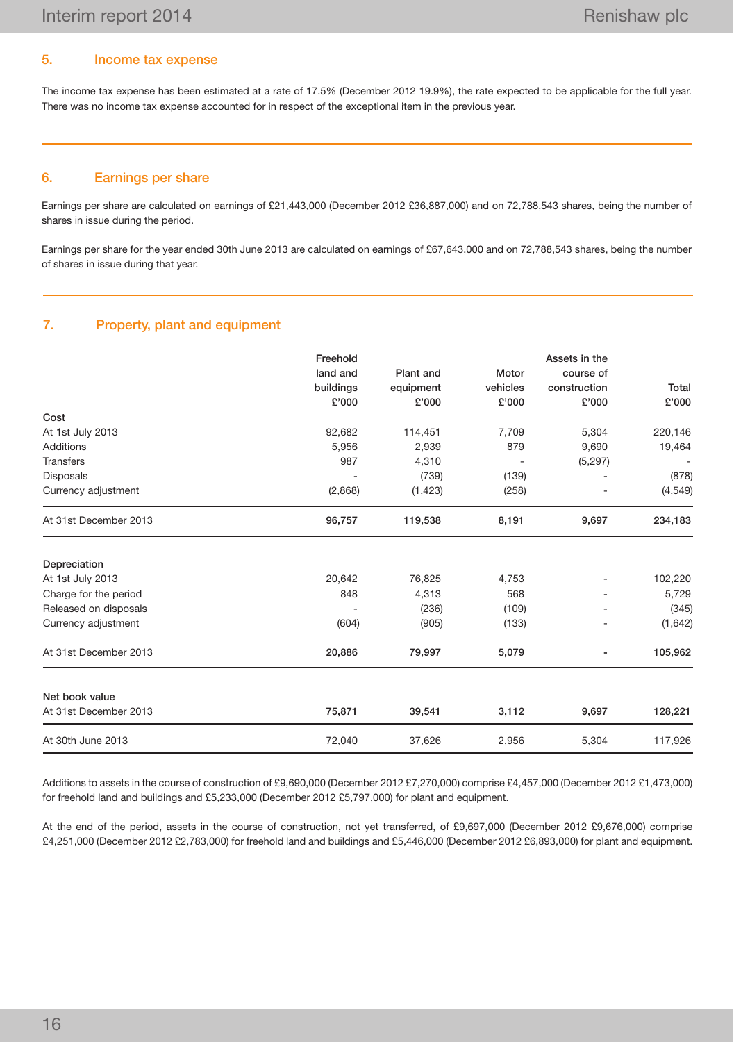## 5. Income tax expense

The income tax expense has been estimated at a rate of 17.5% (December 2012 19.9%), the rate expected to be applicable for the full year. There was no income tax expense accounted for in respect of the exceptional item in the previous year.

## 6. Earnings per share

Earnings per share are calculated on earnings of £21,443,000 (December 2012 £36,887,000) and on 72,788,543 shares, being the number of shares in issue during the period.

Earnings per share for the year ended 30th June 2013 are calculated on earnings of £67,643,000 and on 72,788,543 shares, being the number of shares in issue during that year.

## 7. Property, plant and equipment

| | Freehold land and buildings £'000 | Plant and equipment £'000 | Motor vehicles £'000 | Assets in the course of construction £'000 | Total £'000 |
|---|---|---|---|---|---|
| **Cost** | | | | | |
| At 1st July 2013 | 92,682 | 114,451 | 7,709 | 5,304 | 220,146 |
| Additions | 5,956 | 2,939 | 879 | 9,690 | 19,464 |
| Transfers | 987 | 4,310 | - | (5,297) | - |
| Disposals | - | (739) | (139) | - | (878) |
| Currency adjustment | (2,868) | (1,423) | (258) | - | (4,549) |
| At 31st December 2013 | **96,757** | **119,538** | **8,191** | **9,697** | **234,183** |
| **Depreciation** | | | | | |
| At 1st July 2013 | 20,642 | 76,825 | 4,753 | - | 102,220 |
| Charge for the period | 848 | 4,313 | 568 | - | 5,729 |
| Released on disposals | - | (236) | (109) | - | (345) |
| Currency adjustment | (604) | (905) | (133) | - | (1,642) |
| At 31st December 2013 | **20,886** | **79,997** | **5,079** | **-** | **105,962** |
| **Net book value** | | | | | |
| At 31st December 2013 | **75,871** | **39,541** | **3,112** | **9,697** | **128,221** |
| At 30th June 2013 | 72,040 | 37,626 | 2,956 | 5,304 | 117,926 |

Additions to assets in the course of construction of £9,690,000 (December 2012 £7,270,000) comprise £4,457,000 (December 2012 £1,473,000) for freehold land and buildings and £5,233,000 (December 2012 £5,797,000) for plant and equipment.

At the end of the period, assets in the course of construction, not yet transferred, of £9,697,000 (December 2012 £9,676,000) comprise £4,251,000 (December 2012 £2,783,000) for freehold land and buildings and £5,446,000 (December 2012 £6,893,000) for plant and equipment.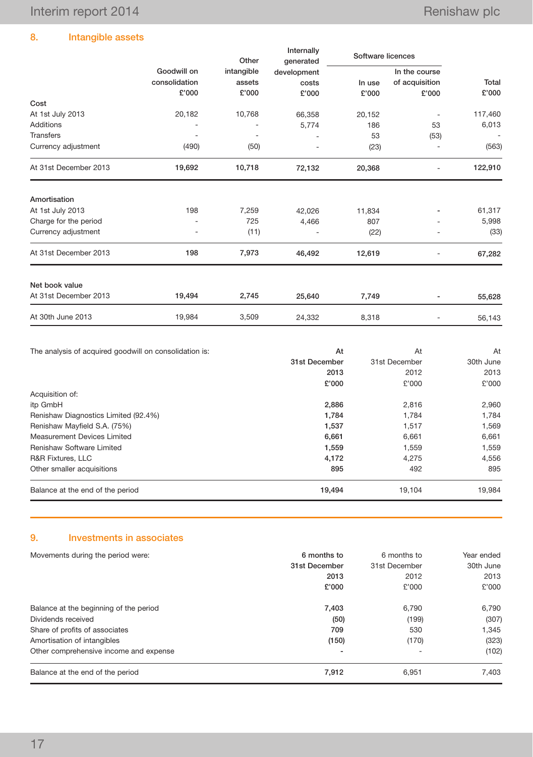## 8. Intangible assets

| | Goodwill on consolidation | Other intangible assets | Internally generated development costs | Software licences | | Total |
|---|---|---|---|---|---|---|
| | | | | In use | In the course of acquisition | |
| | £'000 | £'000 | £'000 | £'000 | £'000 | £'000 |
| **Cost** | | | | | | |
| At 1st July 2013 | 20,182 | 10,768 | 66,358 | 20,152 | - | 117,460 |
| Additions | - | - | 5,774 | 186 | 53 | 6,013 |
| Transfers | - | - | - | 53 | (53) | - |
| Currency adjustment | (490) | (50) | - | (23) | - | (563) |
| At 31st December 2013 | **19,692** | **10,718** | **72,132** | **20,368** | - | **122,910** |
| **Amortisation** | | | | | | |
| At 1st July 2013 | 198 | 7,259 | 42,026 | 11,834 | - | 61,317 |
| Charge for the period | - | 725 | 4,466 | 807 | - | 5,998 |
| Currency adjustment | - | (11) | - | (22) | - | (33) |
| At 31st December 2013 | **198** | **7,973** | **46,492** | **12,619** | - | **67,282** |
| **Net book value** | | | | | | |
| At 31st December 2013 | **19,494** | **2,745** | **25,640** | **7,749** | **-** | **55,628** |
| At 30th June 2013 | 19,984 | 3,509 | 24,332 | 8,318 | - | 56,143 |

| The analysis of acquired goodwill on consolidation is: | At 31st December 2013 £'000 | At 31st December 2012 £'000 | At 30th June 2013 £'000 |
|---|---|---|---|
| Acquisition of: | | | |
| itp GmbH | **2,886** | 2,816 | 2,960 |
| Renishaw Diagnostics Limited (92.4%) | **1,784** | 1,784 | 1,784 |
| Renishaw Mayfield S.A. (75%) | **1,537** | 1,517 | 1,569 |
| Measurement Devices Limited | **6,661** | 6,661 | 6,661 |
| Renishaw Software Limited | **1,559** | 1,559 | 1,559 |
| R&R Fixtures, LLC | **4,172** | 4,275 | 4,556 |
| Other smaller acquisitions | **895** | 492 | 895 |
| Balance at the end of the period | **19,494** | 19,104 | 19,984 |

## 9. Investments in associates

| Movements during the period were: | 6 months to 31st December 2013 £'000 | 6 months to 31st December 2012 £'000 | Year ended 30th June 2013 £'000 |
|---|---|---|---|
| Balance at the beginning of the period | **7,403** | 6,790 | 6,790 |
| Dividends received | **(50)** | (199) | (307) |
| Share of profits of associates | **709** | 530 | 1,345 |
| Amortisation of intangibles | **(150)** | (170) | (323) |
| Other comprehensive income and expense | **-** | - | (102) |
| Balance at the end of the period | **7,912** | 6,951 | 7,403 |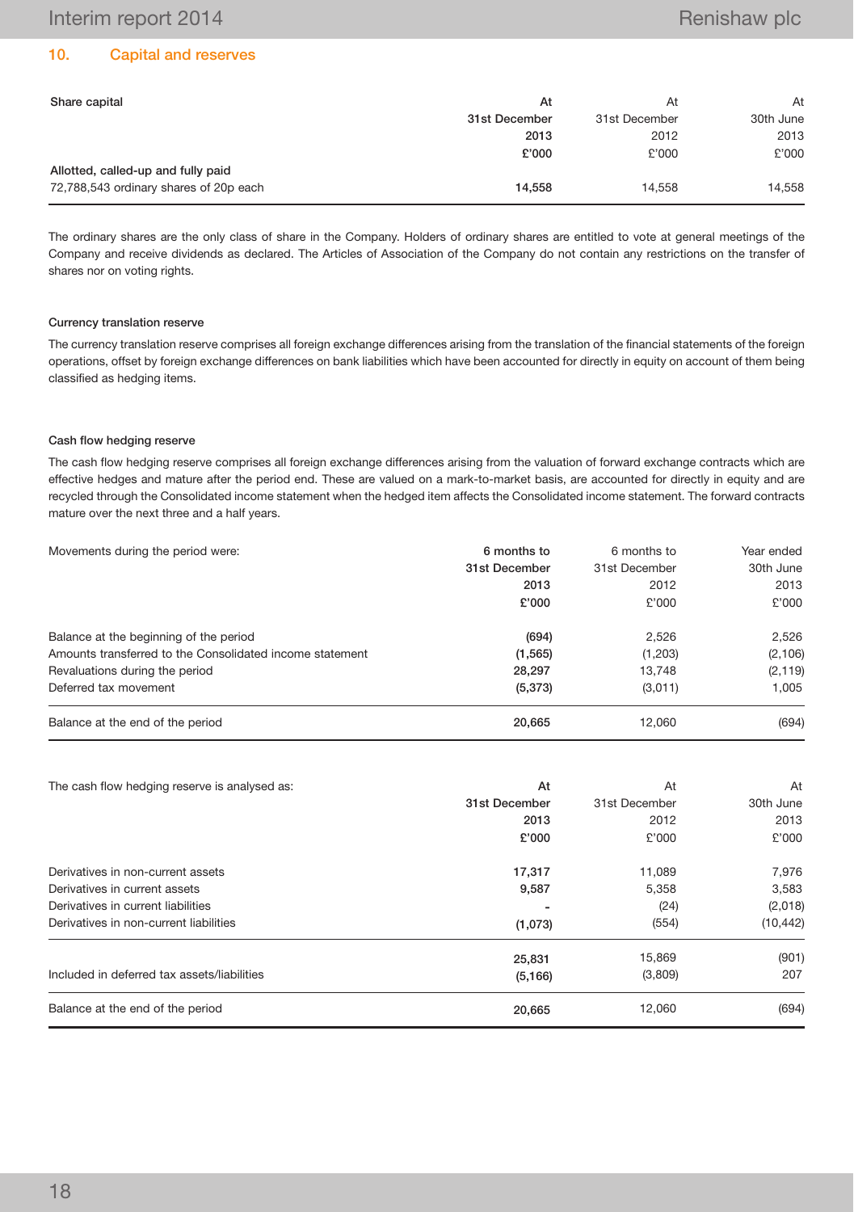## 10. Capital and reserves

| Share capital | At 31st December 2013 £'000 | At 31st December 2012 £'000 | At 30th June 2013 £'000 |
|---|---|---|---|
| **Allotted, called-up and fully paid** | | | |
| 72,788,543 ordinary shares of 20p each | **14,558** | 14,558 | 14,558 |

The ordinary shares are the only class of share in the Company. Holders of ordinary shares are entitled to vote at general meetings of the Company and receive dividends as declared. The Articles of Association of the Company do not contain any restrictions on the transfer of shares nor on voting rights.

#### Currency translation reserve

The currency translation reserve comprises all foreign exchange differences arising from the translation of the financial statements of the foreign operations, offset by foreign exchange differences on bank liabilities which have been accounted for directly in equity on account of them being classified as hedging items.

#### Cash flow hedging reserve

The cash flow hedging reserve comprises all foreign exchange differences arising from the valuation of forward exchange contracts which are effective hedges and mature after the period end. These are valued on a mark-to-market basis, are accounted for directly in equity and are recycled through the Consolidated income statement when the hedged item affects the Consolidated income statement. The forward contracts mature over the next three and a half years.

| Movements during the period were: | 6 months to 31st December 2013 £'000 | 6 months to 31st December 2012 £'000 | Year ended 30th June 2013 £'000 |
|---|---|---|---|
| Balance at the beginning of the period | **(694)** | 2,526 | 2,526 |
| Amounts transferred to the Consolidated income statement | **(1,565)** | (1,203) | (2,106) |
| Revaluations during the period | **28,297** | 13,748 | (2,119) |
| Deferred tax movement | **(5,373)** | (3,011) | 1,005 |
| Balance at the end of the period | **20,665** | 12,060 | (694) |

| The cash flow hedging reserve is analysed as: | At 31st December 2013 £'000 | At 31st December 2012 £'000 | At 30th June 2013 £'000 |
|---|---|---|---|
| Derivatives in non-current assets | **17,317** | 11,089 | 7,976 |
| Derivatives in current assets | **9,587** | 5,358 | 3,583 |
| Derivatives in current liabilities | **-** | (24) | (2,018) |
| Derivatives in non-current liabilities | **(1,073)** | (554) | (10,442) |
| | **25,831** | 15,869 | (901) |
| Included in deferred tax assets/liabilities | **(5,166)** | (3,809) | 207 |
| Balance at the end of the period | **20,665** | 12,060 | (694) |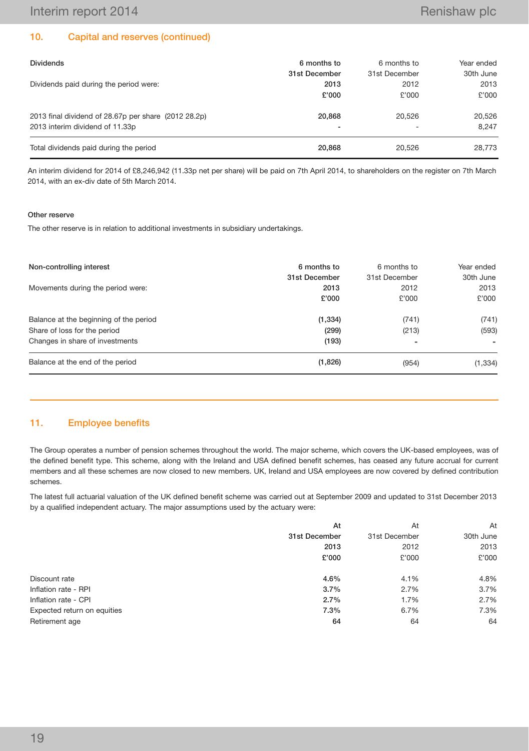## 10. Capital and reserves (continued)

| Dividends | 6 months to 31st December 2013 | 6 months to 31st December 2012 | Year ended 30th June 2013 |
|---|---|---|---|
| Dividends paid during the period were: | **£'000** | £'000 | £'000 |
| 2013 final dividend of 28.67p per share (2012 28.2p) | **20,868** | 20,526 | 20,526 |
| 2013 interim dividend of 11.33p | **-** | - | 8,247 |
| Total dividends paid during the period | **20,868** | 20,526 | 28,773 |

An interim dividend for 2014 of £8,246,942 (11.33p net per share) will be paid on 7th April 2014, to shareholders on the register on 7th March 2014, with an ex-div date of 5th March 2014.

**Other reserve**

The other reserve is in relation to additional investments in subsidiary undertakings.

| Non-controlling interest | 6 months to 31st December 2013 | 6 months to 31st December 2012 | Year ended 30th June 2013 |
|---|---|---|---|
| Movements during the period were: | **£'000** | £'000 | £'000 |
| Balance at the beginning of the period | **(1,334)** | (741) | (741) |
| Share of loss for the period | **(299)** | (213) | (593) |
| Changes in share of investments | **(193)** | - | - |
| Balance at the end of the period | **(1,826)** | (954) | (1,334) |

## 11. Employee benefits

The Group operates a number of pension schemes throughout the world. The major scheme, which covers the UK-based employees, was of the defined benefit type. This scheme, along with the Ireland and USA defined benefit schemes, has ceased any future accrual for current members and all these schemes are now closed to new members. UK, Ireland and USA employees are now covered by defined contribution schemes.

The latest full actuarial valuation of the UK defined benefit scheme was carried out at September 2009 and updated to 31st December 2013 by a qualified independent actuary. The major assumptions used by the actuary were:

| | At 31st December 2013 | At 31st December 2012 | At 30th June 2013 |
|---|---|---|---|
| | **£'000** | £'000 | £'000 |
| Discount rate | **4.6%** | 4.1% | 4.8% |
| Inflation rate - RPI | **3.7%** | 2.7% | 3.7% |
| Inflation rate - CPI | **2.7%** | 1.7% | 2.7% |
| Expected return on equities | **7.3%** | 6.7% | 7.3% |
| Retirement age | **64** | 64 | 64 |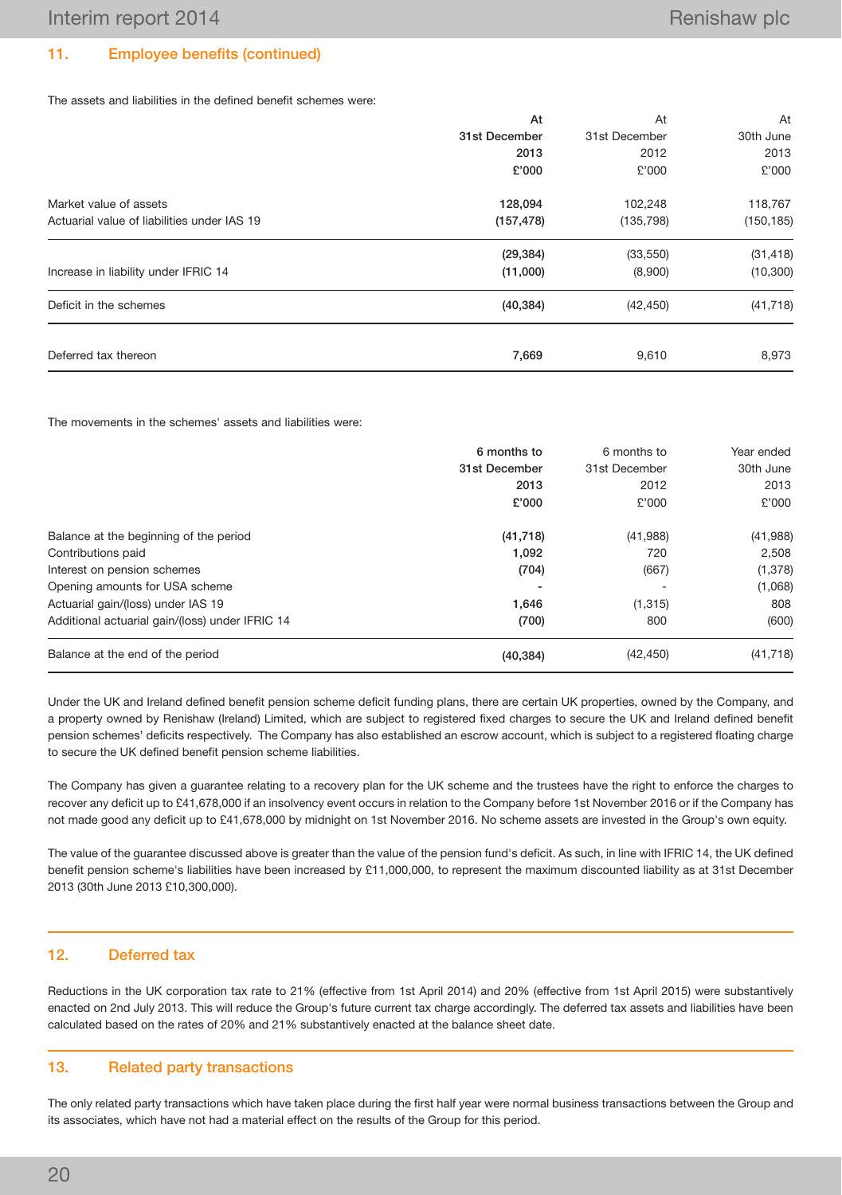## 11. Employee benefits (continued)

The assets and liabilities in the defined benefit schemes were:

| | At 31st December 2013 £'000 | At 31st December 2012 £'000 | At 30th June 2013 £'000 |
|---|---|---|---|
| Market value of assets | **128,094** | 102,248 | 118,767 |
| Actuarial value of liabilities under IAS 19 | **(157,478)** | (135,798) | (150,185) |
| | **(29,384)** | (33,550) | (31,418) |
| Increase in liability under IFRIC 14 | **(11,000)** | (8,900) | (10,300) |
| Deficit in the schemes | **(40,384)** | (42,450) | (41,718) |
| Deferred tax thereon | **7,669** | 9,610 | 8,973 |

The movements in the schemes' assets and liabilities were:

| | 6 months to 31st December 2013 £'000 | 6 months to 31st December 2012 £'000 | Year ended 30th June 2013 £'000 |
|---|---|---|---|
| Balance at the beginning of the period | **(41,718)** | (41,988) | (41,988) |
| Contributions paid | **1,092** | 720 | 2,508 |
| Interest on pension schemes | **(704)** | (667) | (1,378) |
| Opening amounts for USA scheme | **-** | - | (1,068) |
| Actuarial gain/(loss) under IAS 19 | **1,646** | (1,315) | 808 |
| Additional actuarial gain/(loss) under IFRIC 14 | **(700)** | 800 | (600) |
| Balance at the end of the period | **(40,384)** | (42,450) | (41,718) |

Under the UK and Ireland defined benefit pension scheme deficit funding plans, there are certain UK properties, owned by the Company, and a property owned by Renishaw (Ireland) Limited, which are subject to registered fixed charges to secure the UK and Ireland defined benefit pension schemes' deficits respectively. The Company has also established an escrow account, which is subject to a registered floating charge to secure the UK defined benefit pension scheme liabilities.

The Company has given a guarantee relating to a recovery plan for the UK scheme and the trustees have the right to enforce the charges to recover any deficit up to £41,678,000 if an insolvency event occurs in relation to the Company before 1st November 2016 or if the Company has not made good any deficit up to £41,678,000 by midnight on 1st November 2016. No scheme assets are invested in the Group's own equity.

The value of the guarantee discussed above is greater than the value of the pension fund's deficit. As such, in line with IFRIC 14, the UK defined benefit pension scheme's liabilities have been increased by £11,000,000, to represent the maximum discounted liability as at 31st December 2013 (30th June 2013 £10,300,000).

## 12. Deferred tax

Reductions in the UK corporation tax rate to 21% (effective from 1st April 2014) and 20% (effective from 1st April 2015) were substantively enacted on 2nd July 2013. This will reduce the Group's future current tax charge accordingly. The deferred tax assets and liabilities have been calculated based on the rates of 20% and 21% substantively enacted at the balance sheet date.

## 13. Related party transactions

The only related party transactions which have taken place during the first half year were normal business transactions between the Group and its associates, which have not had a material effect on the results of the Group for this period.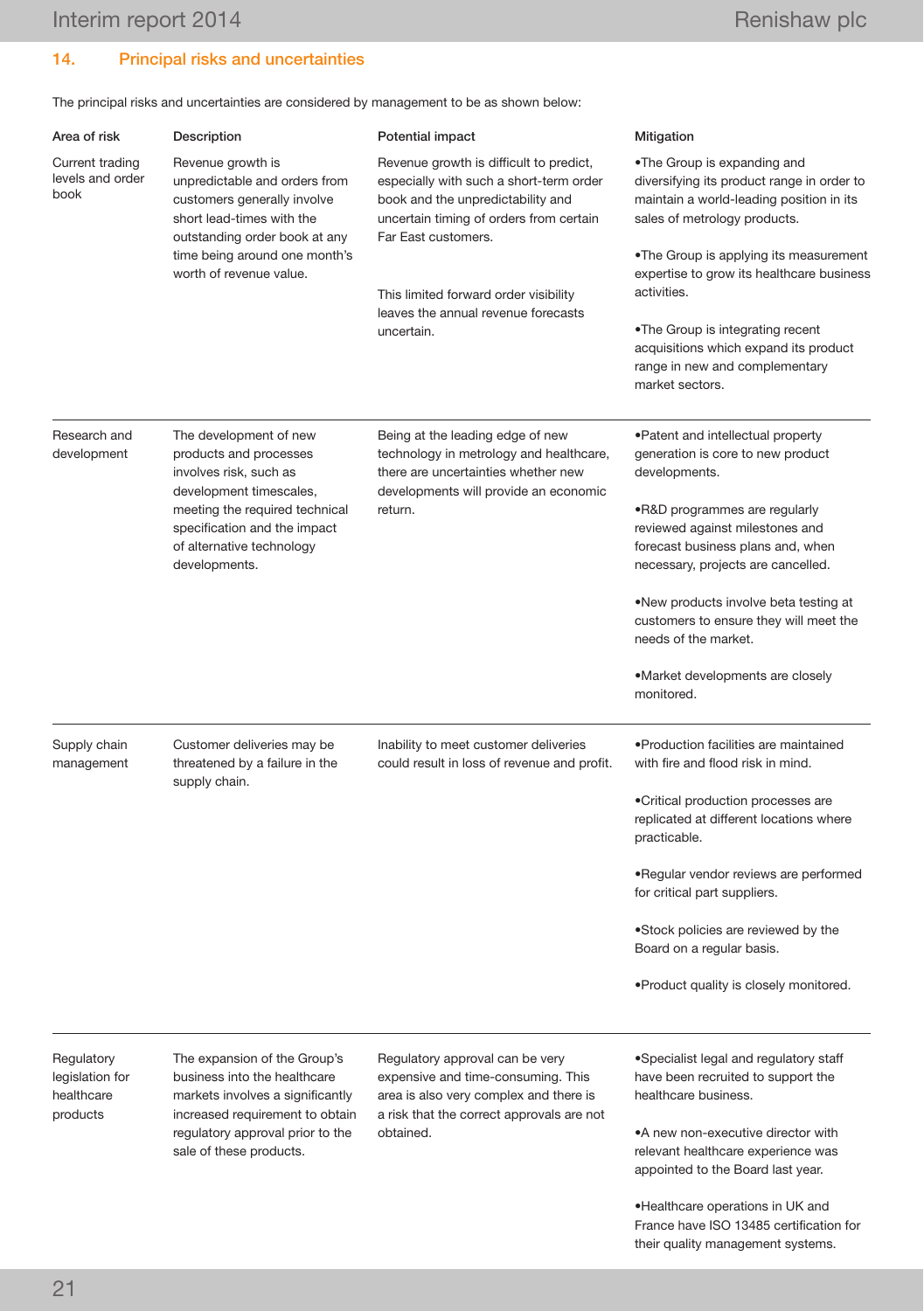## 14. Principal risks and uncertainties

The principal risks and uncertainties are considered by management to be as shown below:

| Area of risk | Description | Potential impact | Mitigation |
|---|---|---|---|
| Current trading levels and order book | Revenue growth is unpredictable and orders from customers generally involve short lead-times with the outstanding order book at any time being around one month's worth of revenue value. | Revenue growth is difficult to predict, especially with such a short-term order book and the unpredictability and uncertain timing of orders from certain Far East customers.<br><br>This limited forward order visibility leaves the annual revenue forecasts uncertain. | •The Group is expanding and diversifying its product range in order to maintain a world-leading position in its sales of metrology products.<br><br>•The Group is applying its measurement expertise to grow its healthcare business activities.<br><br>•The Group is integrating recent acquisitions which expand its product range in new and complementary market sectors. |
| Research and development | The development of new products and processes involves risk, such as development timescales, meeting the required technical specification and the impact of alternative technology developments. | Being at the leading edge of new technology in metrology and healthcare, there are uncertainties whether new developments will provide an economic return. | •Patent and intellectual property generation is core to new product developments.<br><br>•R&D programmes are regularly reviewed against milestones and forecast business plans and, when necessary, projects are cancelled.<br><br>•New products involve beta testing at customers to ensure they will meet the needs of the market.<br><br>•Market developments are closely monitored. |
| Supply chain management | Customer deliveries may be threatened by a failure in the supply chain. | Inability to meet customer deliveries could result in loss of revenue and profit. | •Production facilities are maintained with fire and flood risk in mind.<br><br>•Critical production processes are replicated at different locations where practicable.<br><br>•Regular vendor reviews are performed for critical part suppliers.<br><br>•Stock policies are reviewed by the Board on a regular basis.<br><br>•Product quality is closely monitored. |
| Regulatory legislation for healthcare products | The expansion of the Group's business into the healthcare markets involves a significantly increased requirement to obtain regulatory approval prior to the sale of these products. | Regulatory approval can be very expensive and time-consuming. This area is also very complex and there is a risk that the correct approvals are not obtained. | •Specialist legal and regulatory staff have been recruited to support the healthcare business.<br><br>•A new non-executive director with relevant healthcare experience was appointed to the Board last year.<br><br>•Healthcare operations in UK and France have ISO 13485 certification for their quality management systems. |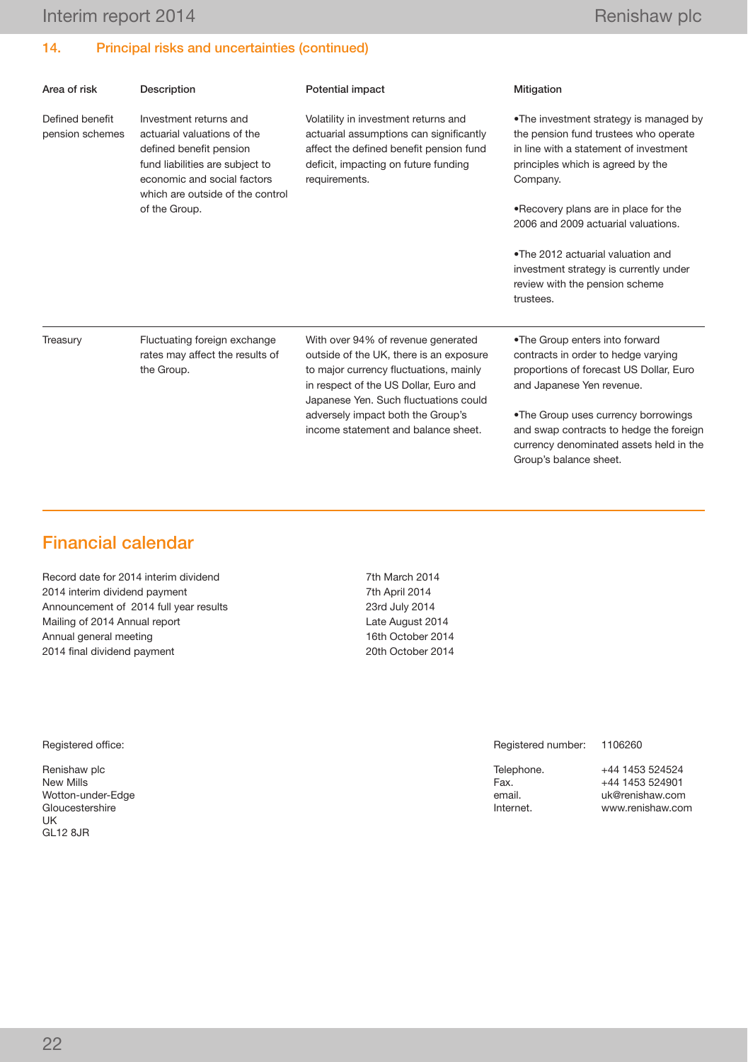## 14. Principal risks and uncertainties (continued)

| Area of risk | Description | Potential impact | Mitigation |
|---|---|---|---|
| Defined benefit pension schemes | Investment returns and actuarial valuations of the defined benefit pension fund liabilities are subject to economic and social factors which are outside of the control of the Group. | Volatility in investment returns and actuarial assumptions can significantly affect the defined benefit pension fund deficit, impacting on future funding requirements. | •The investment strategy is managed by the pension fund trustees who operate in line with a statement of investment principles which is agreed by the Company. •Recovery plans are in place for the 2006 and 2009 actuarial valuations. •The 2012 actuarial valuation and investment strategy is currently under review with the pension scheme trustees. |
| Treasury | Fluctuating foreign exchange rates may affect the results of the Group. | With over 94% of revenue generated outside of the UK, there is an exposure to major currency fluctuations, mainly in respect of the US Dollar, Euro and Japanese Yen. Such fluctuations could adversely impact both the Group's income statement and balance sheet. | •The Group enters into forward contracts in order to hedge varying proportions of forecast US Dollar, Euro and Japanese Yen revenue. •The Group uses currency borrowings and swap contracts to hedge the foreign currency denominated assets held in the Group's balance sheet. |

## Financial calendar

| | |
|---|---|
| Record date for 2014 interim dividend | 7th March 2014 |
| 2014 interim dividend payment | 7th April 2014 |
| Announcement of 2014 full year results | 23rd July 2014 |
| Mailing of 2014 Annual report | Late August 2014 |
| Annual general meeting | 16th October 2014 |
| 2014 final dividend payment | 20th October 2014 |

Registered office:

Renishaw plc
New Mills
Wotton-under-Edge
Gloucestershire
UK
GL12 8JR

Registered number: 1106260

Telephone. +44 1453 524524
Fax. +44 1453 524901
email. uk@renishaw.com
Internet. www.renishaw.com